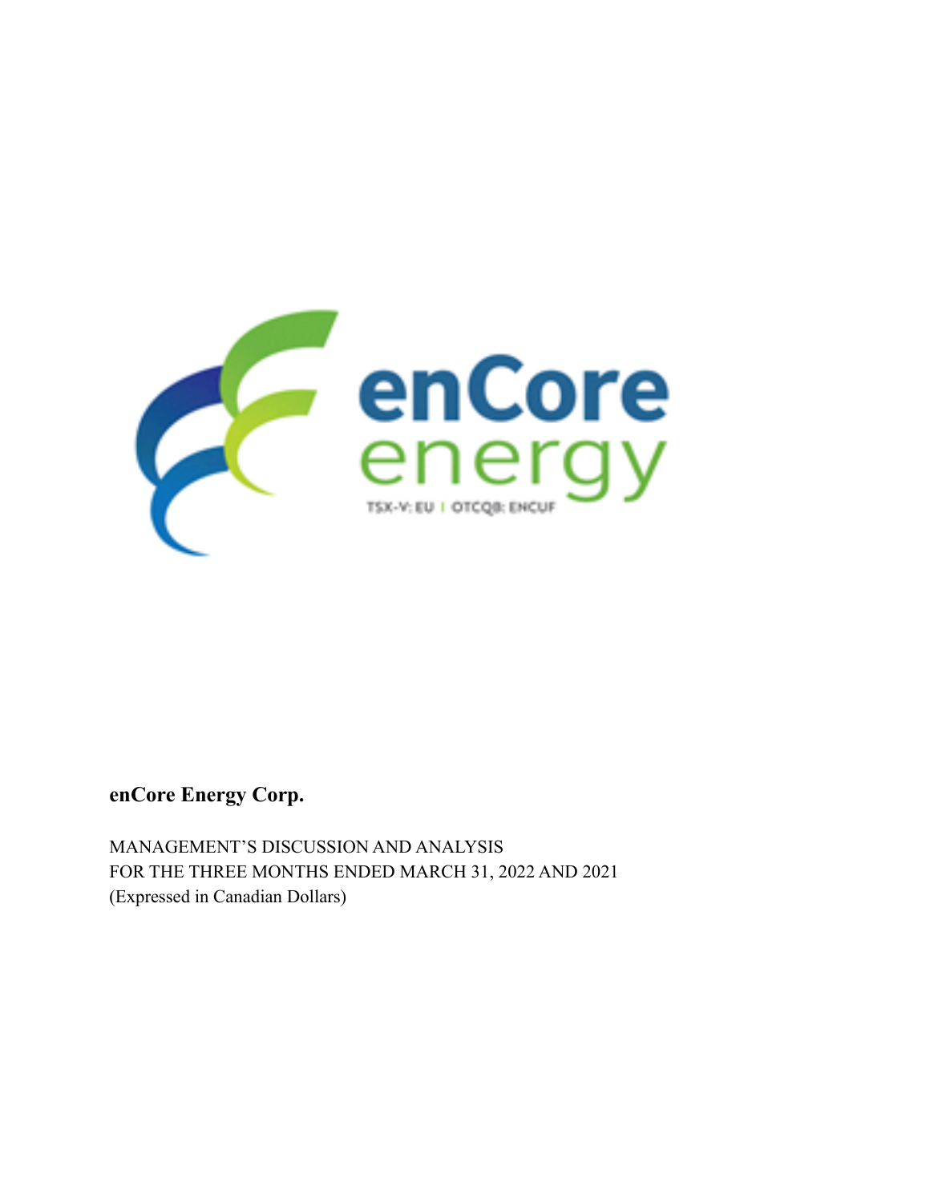enCore energy

TSX-V: EU | OTCQB: ENCUF

**enCore Energy Corp.**

MANAGEMENT'S DISCUSSION AND ANALYSIS
FOR THE THREE MONTHS ENDED MARCH 31, 2022 AND 2021
(Expressed in Canadian Dollars)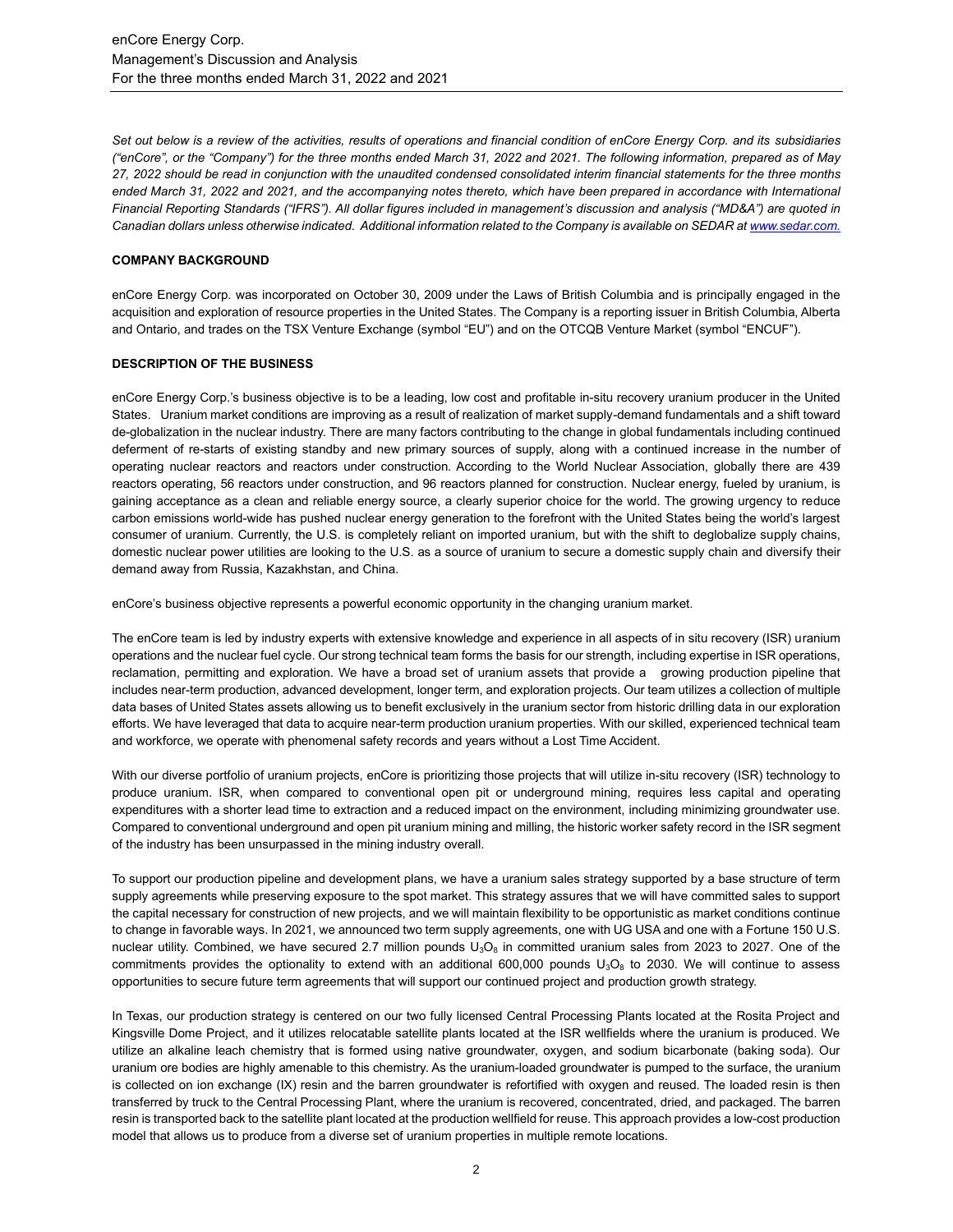*Set out below is a review of the activities, results of operations and financial condition of enCore Energy Corp. and its subsidiaries ("enCore", or the "Company") for the three months ended March 31, 2022 and 2021. The following information, prepared as of May 27, 2022 should be read in conjunction with the unaudited condensed consolidated interim financial statements for the three months ended March 31, 2022 and 2021, and the accompanying notes thereto, which have been prepared in accordance with International Financial Reporting Standards ("IFRS"). All dollar figures included in management's discussion and analysis ("MD&A") are quoted in Canadian dollars unless otherwise indicated. Additional information related to the Company is available on SEDAR at www.sedar.com.*

**COMPANY BACKGROUND**

enCore Energy Corp. was incorporated on October 30, 2009 under the Laws of British Columbia and is principally engaged in the acquisition and exploration of resource properties in the United States. The Company is a reporting issuer in British Columbia, Alberta and Ontario, and trades on the TSX Venture Exchange (symbol "EU") and on the OTCQB Venture Market (symbol "ENCUF").

**DESCRIPTION OF THE BUSINESS**

enCore Energy Corp.'s business objective is to be a leading, low cost and profitable in-situ recovery uranium producer in the United States. Uranium market conditions are improving as a result of realization of market supply-demand fundamentals and a shift toward de-globalization in the nuclear industry. There are many factors contributing to the change in global fundamentals including continued deferment of re-starts of existing standby and new primary sources of supply, along with a continued increase in the number of operating nuclear reactors and reactors under construction. According to the World Nuclear Association, globally there are 439 reactors operating, 56 reactors under construction, and 96 reactors planned for construction. Nuclear energy, fueled by uranium, is gaining acceptance as a clean and reliable energy source, a clearly superior choice for the world. The growing urgency to reduce carbon emissions world-wide has pushed nuclear energy generation to the forefront with the United States being the world's largest consumer of uranium. Currently, the U.S. is completely reliant on imported uranium, but with the shift to deglobalize supply chains, domestic nuclear power utilities are looking to the U.S. as a source of uranium to secure a domestic supply chain and diversify their demand away from Russia, Kazakhstan, and China.

enCore's business objective represents a powerful economic opportunity in the changing uranium market.

The enCore team is led by industry experts with extensive knowledge and experience in all aspects of in situ recovery (ISR) uranium operations and the nuclear fuel cycle. Our strong technical team forms the basis for our strength, including expertise in ISR operations, reclamation, permitting and exploration. We have a broad set of uranium assets that provide a growing production pipeline that includes near-term production, advanced development, longer term, and exploration projects. Our team utilizes a collection of multiple data bases of United States assets allowing us to benefit exclusively in the uranium sector from historic drilling data in our exploration efforts. We have leveraged that data to acquire near-term production uranium properties. With our skilled, experienced technical team and workforce, we operate with phenomenal safety records and years without a Lost Time Accident.

With our diverse portfolio of uranium projects, enCore is prioritizing those projects that will utilize in-situ recovery (ISR) technology to produce uranium. ISR, when compared to conventional open pit or underground mining, requires less capital and operating expenditures with a shorter lead time to extraction and a reduced impact on the environment, including minimizing groundwater use. Compared to conventional underground and open pit uranium mining and milling, the historic worker safety record in the ISR segment of the industry has been unsurpassed in the mining industry overall.

To support our production pipeline and development plans, we have a uranium sales strategy supported by a base structure of term supply agreements while preserving exposure to the spot market. This strategy assures that we will have committed sales to support the capital necessary for construction of new projects, and we will maintain flexibility to be opportunistic as market conditions continue to change in favorable ways. In 2021, we announced two term supply agreements, one with UG USA and one with a Fortune 150 U.S. nuclear utility. Combined, we have secured 2.7 million pounds $U_3O_8$ in committed uranium sales from 2023 to 2027. One of the commitments provides the optionality to extend with an additional 600,000 pounds $U_3O_8$ to 2030. We will continue to assess opportunities to secure future term agreements that will support our continued project and production growth strategy.

In Texas, our production strategy is centered on our two fully licensed Central Processing Plants located at the Rosita Project and Kingsville Dome Project, and it utilizes relocatable satellite plants located at the ISR wellfields where the uranium is produced. We utilize an alkaline leach chemistry that is formed using native groundwater, oxygen, and sodium bicarbonate (baking soda). Our uranium ore bodies are highly amenable to this chemistry. As the uranium-loaded groundwater is pumped to the surface, the uranium is collected on ion exchange (IX) resin and the barren groundwater is refortified with oxygen and reused. The loaded resin is then transferred by truck to the Central Processing Plant, where the uranium is recovered, concentrated, dried, and packaged. The barren resin is transported back to the satellite plant located at the production wellfield for reuse. This approach provides a low-cost production model that allows us to produce from a diverse set of uranium properties in multiple remote locations.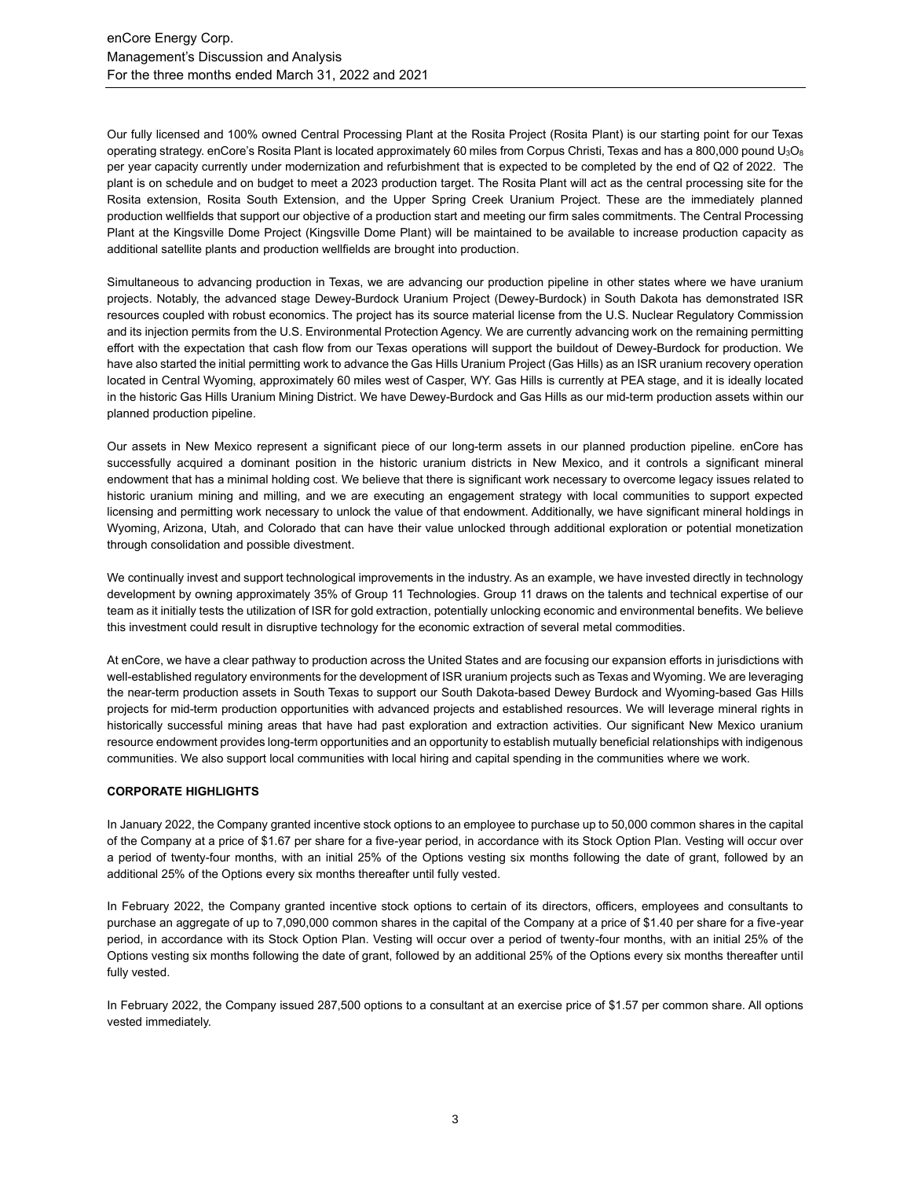Our fully licensed and 100% owned Central Processing Plant at the Rosita Project (Rosita Plant) is our starting point for our Texas operating strategy. enCore's Rosita Plant is located approximately 60 miles from Corpus Christi, Texas and has a 800,000 pound $U_3O_8$ per year capacity currently under modernization and refurbishment that is expected to be completed by the end of Q2 of 2022. The plant is on schedule and on budget to meet a 2023 production target. The Rosita Plant will act as the central processing site for the Rosita extension, Rosita South Extension, and the Upper Spring Creek Uranium Project. These are the immediately planned production wellfields that support our objective of a production start and meeting our firm sales commitments. The Central Processing Plant at the Kingsville Dome Project (Kingsville Dome Plant) will be maintained to be available to increase production capacity as additional satellite plants and production wellfields are brought into production.

Simultaneous to advancing production in Texas, we are advancing our production pipeline in other states where we have uranium projects. Notably, the advanced stage Dewey-Burdock Uranium Project (Dewey-Burdock) in South Dakota has demonstrated ISR resources coupled with robust economics. The project has its source material license from the U.S. Nuclear Regulatory Commission and its injection permits from the U.S. Environmental Protection Agency. We are currently advancing work on the remaining permitting effort with the expectation that cash flow from our Texas operations will support the buildout of Dewey-Burdock for production. We have also started the initial permitting work to advance the Gas Hills Uranium Project (Gas Hills) as an ISR uranium recovery operation located in Central Wyoming, approximately 60 miles west of Casper, WY. Gas Hills is currently at PEA stage, and it is ideally located in the historic Gas Hills Uranium Mining District. We have Dewey-Burdock and Gas Hills as our mid-term production assets within our planned production pipeline.

Our assets in New Mexico represent a significant piece of our long-term assets in our planned production pipeline. enCore has successfully acquired a dominant position in the historic uranium districts in New Mexico, and it controls a significant mineral endowment that has a minimal holding cost. We believe that there is significant work necessary to overcome legacy issues related to historic uranium mining and milling, and we are executing an engagement strategy with local communities to support expected licensing and permitting work necessary to unlock the value of that endowment. Additionally, we have significant mineral holdings in Wyoming, Arizona, Utah, and Colorado that can have their value unlocked through additional exploration or potential monetization through consolidation and possible divestment.

We continually invest and support technological improvements in the industry. As an example, we have invested directly in technology development by owning approximately 35% of Group 11 Technologies. Group 11 draws on the talents and technical expertise of our team as it initially tests the utilization of ISR for gold extraction, potentially unlocking economic and environmental benefits. We believe this investment could result in disruptive technology for the economic extraction of several metal commodities.

At enCore, we have a clear pathway to production across the United States and are focusing our expansion efforts in jurisdictions with well-established regulatory environments for the development of ISR uranium projects such as Texas and Wyoming. We are leveraging the near-term production assets in South Texas to support our South Dakota-based Dewey Burdock and Wyoming-based Gas Hills projects for mid-term production opportunities with advanced projects and established resources. We will leverage mineral rights in historically successful mining areas that have had past exploration and extraction activities. Our significant New Mexico uranium resource endowment provides long-term opportunities and an opportunity to establish mutually beneficial relationships with indigenous communities. We also support local communities with local hiring and capital spending in the communities where we work.

**CORPORATE HIGHLIGHTS**

In January 2022, the Company granted incentive stock options to an employee to purchase up to 50,000 common shares in the capital of the Company at a price of $1.67 per share for a five-year period, in accordance with its Stock Option Plan. Vesting will occur over a period of twenty-four months, with an initial 25% of the Options vesting six months following the date of grant, followed by an additional 25% of the Options every six months thereafter until fully vested.

In February 2022, the Company granted incentive stock options to certain of its directors, officers, employees and consultants to purchase an aggregate of up to 7,090,000 common shares in the capital of the Company at a price of $1.40 per share for a five-year period, in accordance with its Stock Option Plan. Vesting will occur over a period of twenty-four months, with an initial 25% of the Options vesting six months following the date of grant, followed by an additional 25% of the Options every six months thereafter until fully vested.

In February 2022, the Company issued 287,500 options to a consultant at an exercise price of $1.57 per common share. All options vested immediately.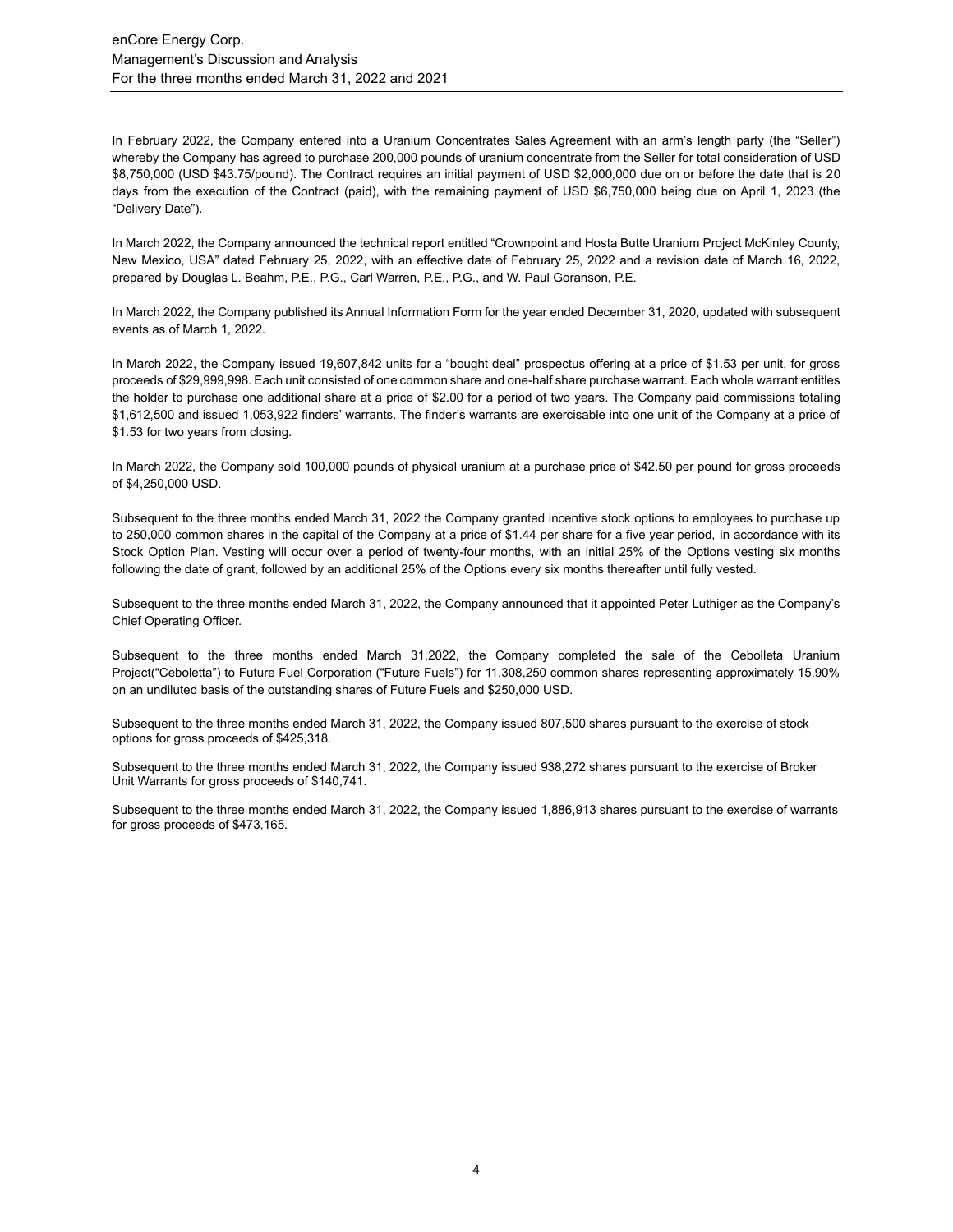In February 2022, the Company entered into a Uranium Concentrates Sales Agreement with an arm's length party (the "Seller") whereby the Company has agreed to purchase 200,000 pounds of uranium concentrate from the Seller for total consideration of USD $8,750,000 (USD $43.75/pound). The Contract requires an initial payment of USD $2,000,000 due on or before the date that is 20 days from the execution of the Contract (paid), with the remaining payment of USD $6,750,000 being due on April 1, 2023 (the "Delivery Date").

In March 2022, the Company announced the technical report entitled "Crownpoint and Hosta Butte Uranium Project McKinley County, New Mexico, USA" dated February 25, 2022, with an effective date of February 25, 2022 and a revision date of March 16, 2022, prepared by Douglas L. Beahm, P.E., P.G., Carl Warren, P.E., P.G., and W. Paul Goranson, P.E.

In March 2022, the Company published its Annual Information Form for the year ended December 31, 2020, updated with subsequent events as of March 1, 2022.

In March 2022, the Company issued 19,607,842 units for a "bought deal" prospectus offering at a price of $1.53 per unit, for gross proceeds of $29,999,998. Each unit consisted of one common share and one-half share purchase warrant. Each whole warrant entitles the holder to purchase one additional share at a price of $2.00 for a period of two years. The Company paid commissions totaling $1,612,500 and issued 1,053,922 finders' warrants. The finder's warrants are exercisable into one unit of the Company at a price of $1.53 for two years from closing.

In March 2022, the Company sold 100,000 pounds of physical uranium at a purchase price of $42.50 per pound for gross proceeds of $4,250,000 USD.

Subsequent to the three months ended March 31, 2022 the Company granted incentive stock options to employees to purchase up to 250,000 common shares in the capital of the Company at a price of $1.44 per share for a five year period, in accordance with its Stock Option Plan. Vesting will occur over a period of twenty-four months, with an initial 25% of the Options vesting six months following the date of grant, followed by an additional 25% of the Options every six months thereafter until fully vested.

Subsequent to the three months ended March 31, 2022, the Company announced that it appointed Peter Luthiger as the Company's Chief Operating Officer.

Subsequent to the three months ended March 31,2022, the Company completed the sale of the Cebolleta Uranium Project("Ceboletta") to Future Fuel Corporation ("Future Fuels") for 11,308,250 common shares representing approximately 15.90% on an undiluted basis of the outstanding shares of Future Fuels and $250,000 USD.

Subsequent to the three months ended March 31, 2022, the Company issued 807,500 shares pursuant to the exercise of stock options for gross proceeds of $425,318.

Subsequent to the three months ended March 31, 2022, the Company issued 938,272 shares pursuant to the exercise of Broker Unit Warrants for gross proceeds of $140,741.

Subsequent to the three months ended March 31, 2022, the Company issued 1,886,913 shares pursuant to the exercise of warrants for gross proceeds of $473,165.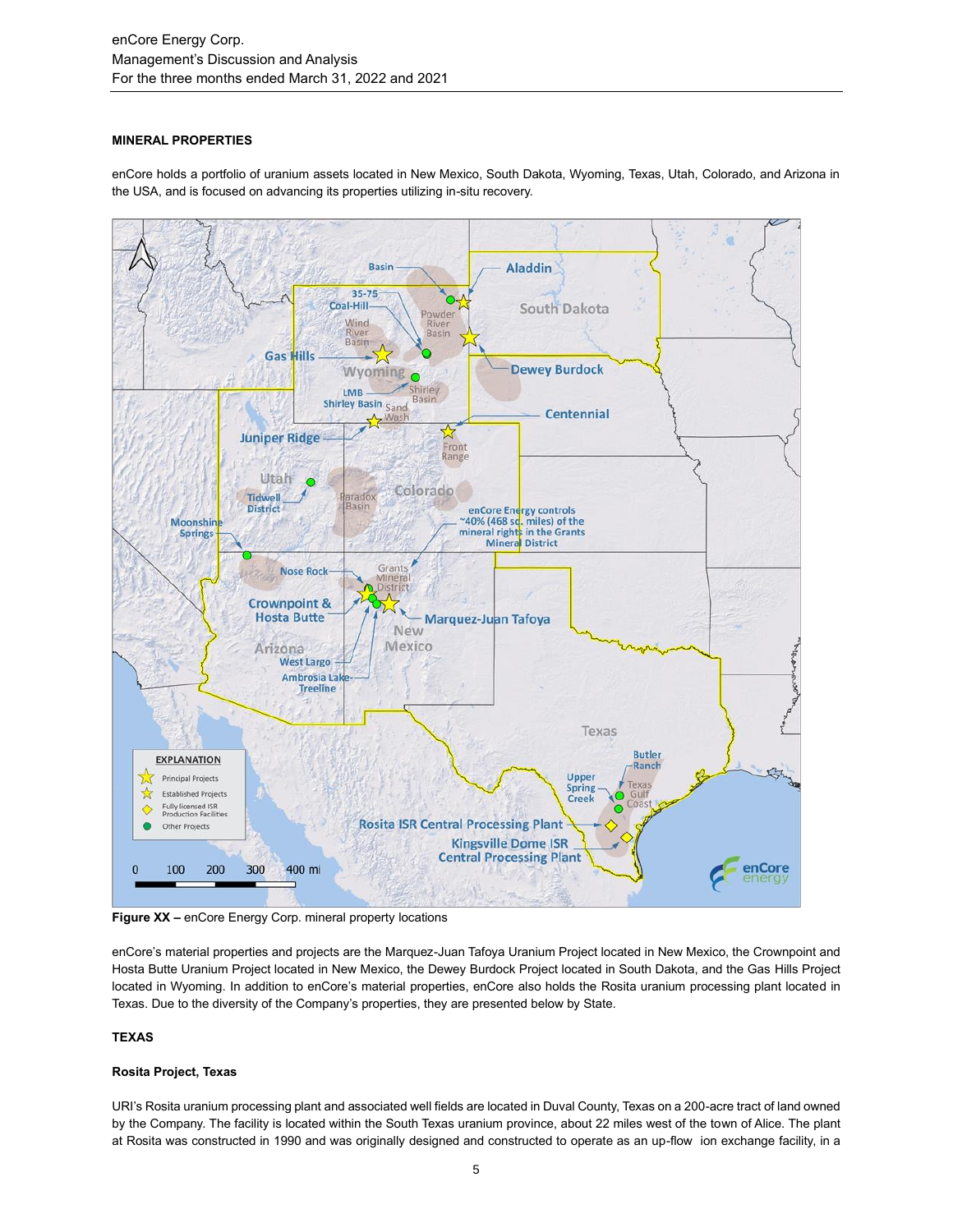## MINERAL PROPERTIES

enCore holds a portfolio of uranium assets located in New Mexico, South Dakota, Wyoming, Texas, Utah, Colorado, and Arizona in the USA, and is focused on advancing its properties utilizing in-situ recovery.

**Figure XX –** enCore Energy Corp. mineral property locations

enCore's material properties and projects are the Marquez-Juan Tafoya Uranium Project located in New Mexico, the Crownpoint and Hosta Butte Uranium Project located in New Mexico, the Dewey Burdock Project located in South Dakota, and the Gas Hills Project located in Wyoming. In addition to enCore's material properties, enCore also holds the Rosita uranium processing plant located in Texas. Due to the diversity of the Company's properties, they are presented below by State.

## TEXAS

### Rosita Project, Texas

URI's Rosita uranium processing plant and associated well fields are located in Duval County, Texas on a 200-acre tract of land owned by the Company. The facility is located within the South Texas uranium province, about 22 miles west of the town of Alice. The plant at Rosita was constructed in 1990 and was originally designed and constructed to operate as an up-flow ion exchange facility, in a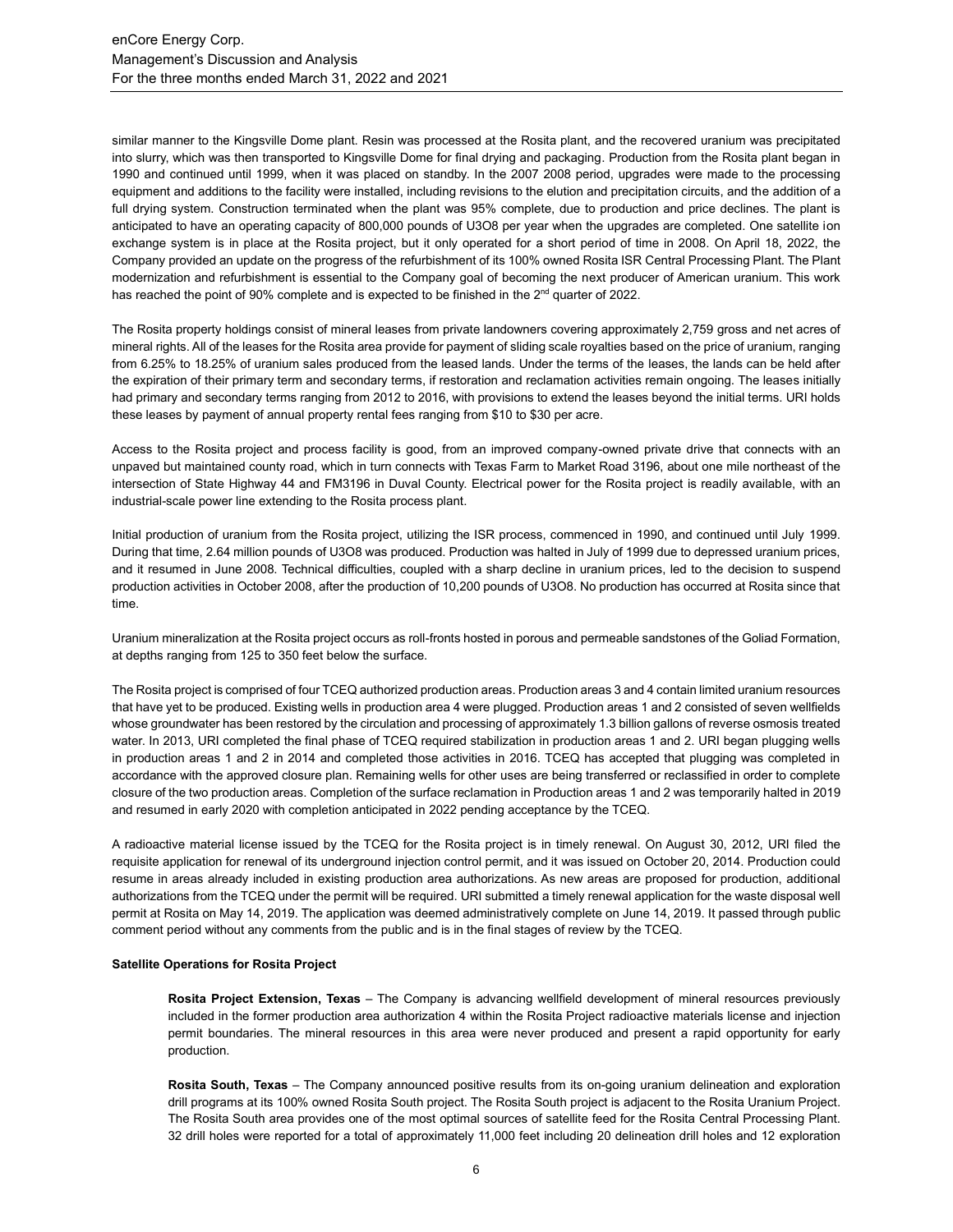similar manner to the Kingsville Dome plant. Resin was processed at the Rosita plant, and the recovered uranium was precipitated into slurry, which was then transported to Kingsville Dome for final drying and packaging. Production from the Rosita plant began in 1990 and continued until 1999, when it was placed on standby. In the 2007 2008 period, upgrades were made to the processing equipment and additions to the facility were installed, including revisions to the elution and precipitation circuits, and the addition of a full drying system. Construction terminated when the plant was 95% complete, due to production and price declines. The plant is anticipated to have an operating capacity of 800,000 pounds of U3O8 per year when the upgrades are completed. One satellite ion exchange system is in place at the Rosita project, but it only operated for a short period of time in 2008. On April 18, 2022, the Company provided an update on the progress of the refurbishment of its 100% owned Rosita ISR Central Processing Plant. The Plant modernization and refurbishment is essential to the Company goal of becoming the next producer of American uranium. This work has reached the point of 90% complete and is expected to be finished in the 2nd quarter of 2022.

The Rosita property holdings consist of mineral leases from private landowners covering approximately 2,759 gross and net acres of mineral rights. All of the leases for the Rosita area provide for payment of sliding scale royalties based on the price of uranium, ranging from 6.25% to 18.25% of uranium sales produced from the leased lands. Under the terms of the leases, the lands can be held after the expiration of their primary term and secondary terms, if restoration and reclamation activities remain ongoing. The leases initially had primary and secondary terms ranging from 2012 to 2016, with provisions to extend the leases beyond the initial terms. URI holds these leases by payment of annual property rental fees ranging from $10 to $30 per acre.

Access to the Rosita project and process facility is good, from an improved company-owned private drive that connects with an unpaved but maintained county road, which in turn connects with Texas Farm to Market Road 3196, about one mile northeast of the intersection of State Highway 44 and FM3196 in Duval County. Electrical power for the Rosita project is readily available, with an industrial-scale power line extending to the Rosita process plant.

Initial production of uranium from the Rosita project, utilizing the ISR process, commenced in 1990, and continued until July 1999. During that time, 2.64 million pounds of U3O8 was produced. Production was halted in July of 1999 due to depressed uranium prices, and it resumed in June 2008. Technical difficulties, coupled with a sharp decline in uranium prices, led to the decision to suspend production activities in October 2008, after the production of 10,200 pounds of U3O8. No production has occurred at Rosita since that time.

Uranium mineralization at the Rosita project occurs as roll-fronts hosted in porous and permeable sandstones of the Goliad Formation, at depths ranging from 125 to 350 feet below the surface.

The Rosita project is comprised of four TCEQ authorized production areas. Production areas 3 and 4 contain limited uranium resources that have yet to be produced. Existing wells in production area 4 were plugged. Production areas 1 and 2 consisted of seven wellfields whose groundwater has been restored by the circulation and processing of approximately 1.3 billion gallons of reverse osmosis treated water. In 2013, URI completed the final phase of TCEQ required stabilization in production areas 1 and 2. URI began plugging wells in production areas 1 and 2 in 2014 and completed those activities in 2016. TCEQ has accepted that plugging was completed in accordance with the approved closure plan. Remaining wells for other uses are being transferred or reclassified in order to complete closure of the two production areas. Completion of the surface reclamation in Production areas 1 and 2 was temporarily halted in 2019 and resumed in early 2020 with completion anticipated in 2022 pending acceptance by the TCEQ.

A radioactive material license issued by the TCEQ for the Rosita project is in timely renewal. On August 30, 2012, URI filed the requisite application for renewal of its underground injection control permit, and it was issued on October 20, 2014. Production could resume in areas already included in existing production area authorizations. As new areas are proposed for production, additional authorizations from the TCEQ under the permit will be required. URI submitted a timely renewal application for the waste disposal well permit at Rosita on May 14, 2019. The application was deemed administratively complete on June 14, 2019. It passed through public comment period without any comments from the public and is in the final stages of review by the TCEQ.

**Satellite Operations for Rosita Project**

**Rosita Project Extension, Texas** – The Company is advancing wellfield development of mineral resources previously included in the former production area authorization 4 within the Rosita Project radioactive materials license and injection permit boundaries. The mineral resources in this area were never produced and present a rapid opportunity for early production.

**Rosita South, Texas** – The Company announced positive results from its on-going uranium delineation and exploration drill programs at its 100% owned Rosita South project. The Rosita South project is adjacent to the Rosita Uranium Project. The Rosita South area provides one of the most optimal sources of satellite feed for the Rosita Central Processing Plant. 32 drill holes were reported for a total of approximately 11,000 feet including 20 delineation drill holes and 12 exploration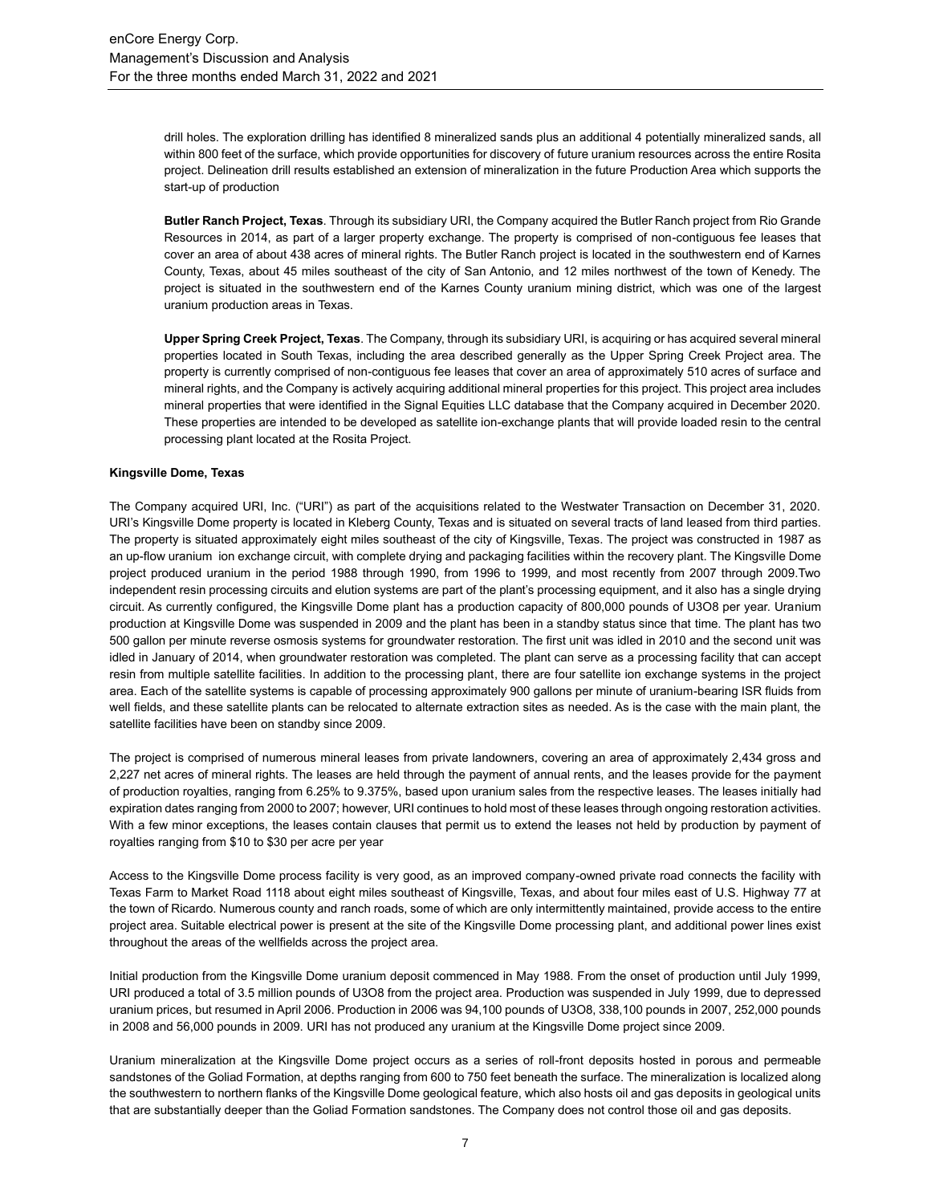drill holes. The exploration drilling has identified 8 mineralized sands plus an additional 4 potentially mineralized sands, all within 800 feet of the surface, which provide opportunities for discovery of future uranium resources across the entire Rosita project. Delineation drill results established an extension of mineralization in the future Production Area which supports the start-up of production

**Butler Ranch Project, Texas**. Through its subsidiary URI, the Company acquired the Butler Ranch project from Rio Grande Resources in 2014, as part of a larger property exchange. The property is comprised of non-contiguous fee leases that cover an area of about 438 acres of mineral rights. The Butler Ranch project is located in the southwestern end of Karnes County, Texas, about 45 miles southeast of the city of San Antonio, and 12 miles northwest of the town of Kenedy. The project is situated in the southwestern end of the Karnes County uranium mining district, which was one of the largest uranium production areas in Texas.

**Upper Spring Creek Project, Texas**. The Company, through its subsidiary URI, is acquiring or has acquired several mineral properties located in South Texas, including the area described generally as the Upper Spring Creek Project area. The property is currently comprised of non-contiguous fee leases that cover an area of approximately 510 acres of surface and mineral rights, and the Company is actively acquiring additional mineral properties for this project. This project area includes mineral properties that were identified in the Signal Equities LLC database that the Company acquired in December 2020. These properties are intended to be developed as satellite ion-exchange plants that will provide loaded resin to the central processing plant located at the Rosita Project.

**Kingsville Dome, Texas**

The Company acquired URI, Inc. ("URI") as part of the acquisitions related to the Westwater Transaction on December 31, 2020. URI's Kingsville Dome property is located in Kleberg County, Texas and is situated on several tracts of land leased from third parties. The property is situated approximately eight miles southeast of the city of Kingsville, Texas. The project was constructed in 1987 as an up-flow uranium ion exchange circuit, with complete drying and packaging facilities within the recovery plant. The Kingsville Dome project produced uranium in the period 1988 through 1990, from 1996 to 1999, and most recently from 2007 through 2009.Two independent resin processing circuits and elution systems are part of the plant's processing equipment, and it also has a single drying circuit. As currently configured, the Kingsville Dome plant has a production capacity of 800,000 pounds of U3O8 per year. Uranium production at Kingsville Dome was suspended in 2009 and the plant has been in a standby status since that time. The plant has two 500 gallon per minute reverse osmosis systems for groundwater restoration. The first unit was idled in 2010 and the second unit was idled in January of 2014, when groundwater restoration was completed. The plant can serve as a processing facility that can accept resin from multiple satellite facilities. In addition to the processing plant, there are four satellite ion exchange systems in the project area. Each of the satellite systems is capable of processing approximately 900 gallons per minute of uranium-bearing ISR fluids from well fields, and these satellite plants can be relocated to alternate extraction sites as needed. As is the case with the main plant, the satellite facilities have been on standby since 2009.

The project is comprised of numerous mineral leases from private landowners, covering an area of approximately 2,434 gross and 2,227 net acres of mineral rights. The leases are held through the payment of annual rents, and the leases provide for the payment of production royalties, ranging from 6.25% to 9.375%, based upon uranium sales from the respective leases. The leases initially had expiration dates ranging from 2000 to 2007; however, URI continues to hold most of these leases through ongoing restoration activities. With a few minor exceptions, the leases contain clauses that permit us to extend the leases not held by production by payment of royalties ranging from $10 to $30 per acre per year

Access to the Kingsville Dome process facility is very good, as an improved company-owned private road connects the facility with Texas Farm to Market Road 1118 about eight miles southeast of Kingsville, Texas, and about four miles east of U.S. Highway 77 at the town of Ricardo. Numerous county and ranch roads, some of which are only intermittently maintained, provide access to the entire project area. Suitable electrical power is present at the site of the Kingsville Dome processing plant, and additional power lines exist throughout the areas of the wellfields across the project area.

Initial production from the Kingsville Dome uranium deposit commenced in May 1988. From the onset of production until July 1999, URI produced a total of 3.5 million pounds of U3O8 from the project area. Production was suspended in July 1999, due to depressed uranium prices, but resumed in April 2006. Production in 2006 was 94,100 pounds of U3O8, 338,100 pounds in 2007, 252,000 pounds in 2008 and 56,000 pounds in 2009. URI has not produced any uranium at the Kingsville Dome project since 2009.

Uranium mineralization at the Kingsville Dome project occurs as a series of roll-front deposits hosted in porous and permeable sandstones of the Goliad Formation, at depths ranging from 600 to 750 feet beneath the surface. The mineralization is localized along the southwestern to northern flanks of the Kingsville Dome geological feature, which also hosts oil and gas deposits in geological units that are substantially deeper than the Goliad Formation sandstones. The Company does not control those oil and gas deposits.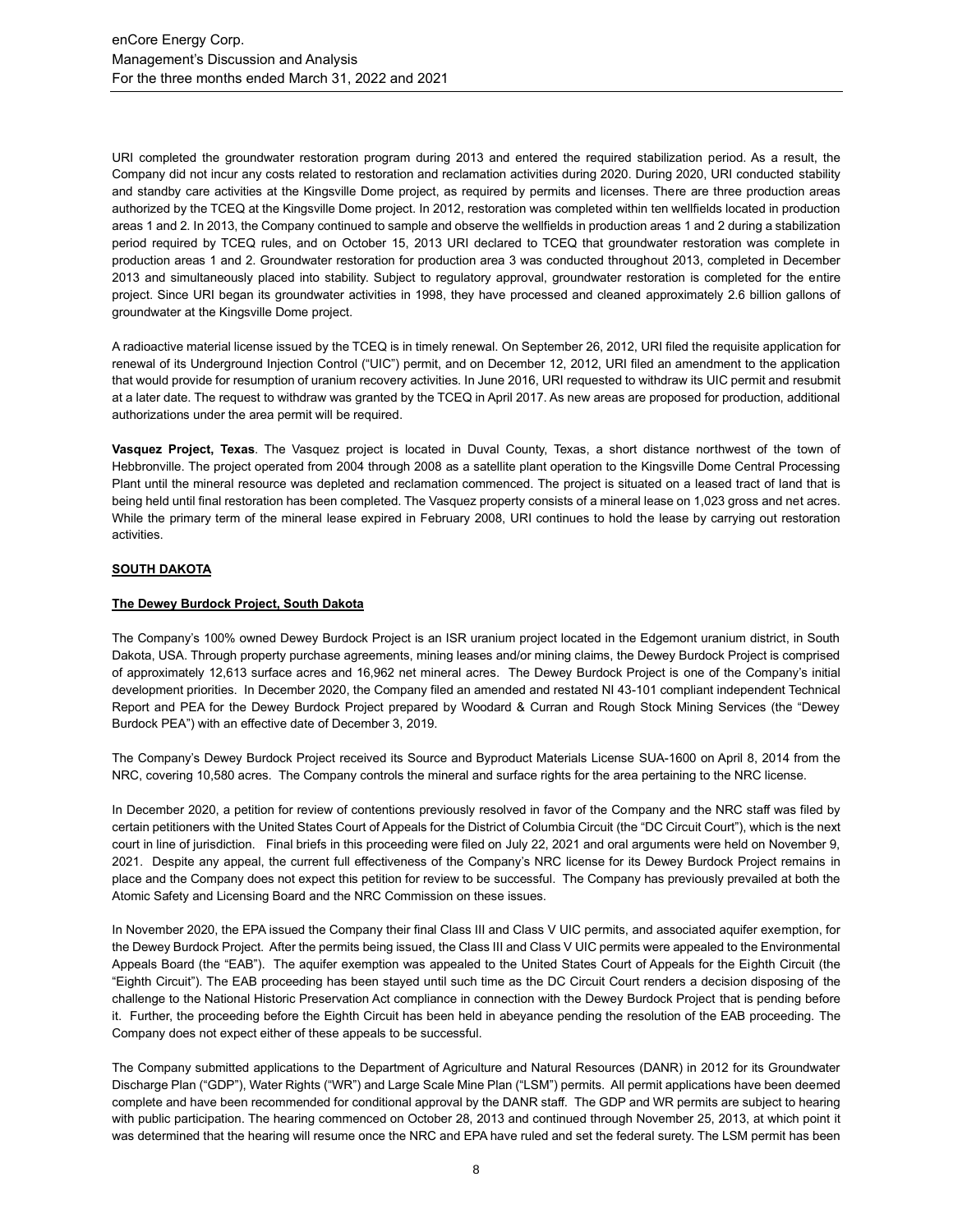URI completed the groundwater restoration program during 2013 and entered the required stabilization period. As a result, the Company did not incur any costs related to restoration and reclamation activities during 2020. During 2020, URI conducted stability and standby care activities at the Kingsville Dome project, as required by permits and licenses. There are three production areas authorized by the TCEQ at the Kingsville Dome project. In 2012, restoration was completed within ten wellfields located in production areas 1 and 2. In 2013, the Company continued to sample and observe the wellfields in production areas 1 and 2 during a stabilization period required by TCEQ rules, and on October 15, 2013 URI declared to TCEQ that groundwater restoration was complete in production areas 1 and 2. Groundwater restoration for production area 3 was conducted throughout 2013, completed in December 2013 and simultaneously placed into stability. Subject to regulatory approval, groundwater restoration is completed for the entire project. Since URI began its groundwater activities in 1998, they have processed and cleaned approximately 2.6 billion gallons of groundwater at the Kingsville Dome project.

A radioactive material license issued by the TCEQ is in timely renewal. On September 26, 2012, URI filed the requisite application for renewal of its Underground Injection Control ("UIC") permit, and on December 12, 2012, URI filed an amendment to the application that would provide for resumption of uranium recovery activities. In June 2016, URI requested to withdraw its UIC permit and resubmit at a later date. The request to withdraw was granted by the TCEQ in April 2017. As new areas are proposed for production, additional authorizations under the area permit will be required.

**Vasquez Project, Texas**. The Vasquez project is located in Duval County, Texas, a short distance northwest of the town of Hebbronville. The project operated from 2004 through 2008 as a satellite plant operation to the Kingsville Dome Central Processing Plant until the mineral resource was depleted and reclamation commenced. The project is situated on a leased tract of land that is being held until final restoration has been completed. The Vasquez property consists of a mineral lease on 1,023 gross and net acres. While the primary term of the mineral lease expired in February 2008, URI continues to hold the lease by carrying out restoration activities.

## SOUTH DAKOTA

### The Dewey Burdock Project, South Dakota

The Company's 100% owned Dewey Burdock Project is an ISR uranium project located in the Edgemont uranium district, in South Dakota, USA. Through property purchase agreements, mining leases and/or mining claims, the Dewey Burdock Project is comprised of approximately 12,613 surface acres and 16,962 net mineral acres. The Dewey Burdock Project is one of the Company's initial development priorities. In December 2020, the Company filed an amended and restated NI 43-101 compliant independent Technical Report and PEA for the Dewey Burdock Project prepared by Woodard & Curran and Rough Stock Mining Services (the "Dewey Burdock PEA") with an effective date of December 3, 2019.

The Company's Dewey Burdock Project received its Source and Byproduct Materials License SUA-1600 on April 8, 2014 from the NRC, covering 10,580 acres. The Company controls the mineral and surface rights for the area pertaining to the NRC license.

In December 2020, a petition for review of contentions previously resolved in favor of the Company and the NRC staff was filed by certain petitioners with the United States Court of Appeals for the District of Columbia Circuit (the "DC Circuit Court"), which is the next court in line of jurisdiction. Final briefs in this proceeding were filed on July 22, 2021 and oral arguments were held on November 9, 2021. Despite any appeal, the current full effectiveness of the Company's NRC license for its Dewey Burdock Project remains in place and the Company does not expect this petition for review to be successful. The Company has previously prevailed at both the Atomic Safety and Licensing Board and the NRC Commission on these issues.

In November 2020, the EPA issued the Company their final Class III and Class V UIC permits, and associated aquifer exemption, for the Dewey Burdock Project. After the permits being issued, the Class III and Class V UIC permits were appealed to the Environmental Appeals Board (the "EAB"). The aquifer exemption was appealed to the United States Court of Appeals for the Eighth Circuit (the "Eighth Circuit"). The EAB proceeding has been stayed until such time as the DC Circuit Court renders a decision disposing of the challenge to the National Historic Preservation Act compliance in connection with the Dewey Burdock Project that is pending before it. Further, the proceeding before the Eighth Circuit has been held in abeyance pending the resolution of the EAB proceeding. The Company does not expect either of these appeals to be successful.

The Company submitted applications to the Department of Agriculture and Natural Resources (DANR) in 2012 for its Groundwater Discharge Plan ("GDP"), Water Rights ("WR") and Large Scale Mine Plan ("LSM") permits. All permit applications have been deemed complete and have been recommended for conditional approval by the DANR staff. The GDP and WR permits are subject to hearing with public participation. The hearing commenced on October 28, 2013 and continued through November 25, 2013, at which point it was determined that the hearing will resume once the NRC and EPA have ruled and set the federal surety. The LSM permit has been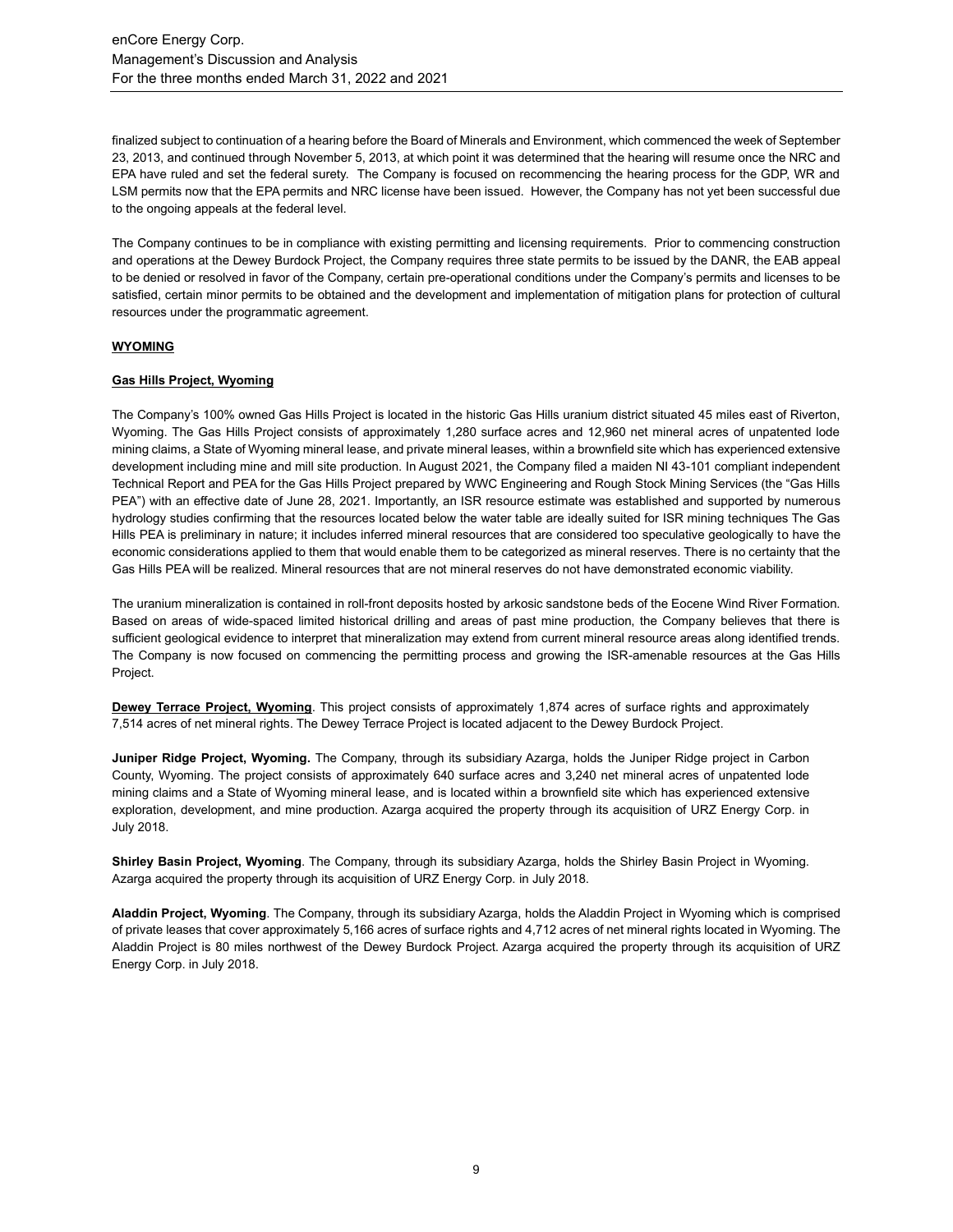finalized subject to continuation of a hearing before the Board of Minerals and Environment, which commenced the week of September 23, 2013, and continued through November 5, 2013, at which point it was determined that the hearing will resume once the NRC and EPA have ruled and set the federal surety. The Company is focused on recommencing the hearing process for the GDP, WR and LSM permits now that the EPA permits and NRC license have been issued. However, the Company has not yet been successful due to the ongoing appeals at the federal level.

The Company continues to be in compliance with existing permitting and licensing requirements. Prior to commencing construction and operations at the Dewey Burdock Project, the Company requires three state permits to be issued by the DANR, the EAB appeal to be denied or resolved in favor of the Company, certain pre-operational conditions under the Company's permits and licenses to be satisfied, certain minor permits to be obtained and the development and implementation of mitigation plans for protection of cultural resources under the programmatic agreement.

**WYOMING**

**Gas Hills Project, Wyoming**

The Company's 100% owned Gas Hills Project is located in the historic Gas Hills uranium district situated 45 miles east of Riverton, Wyoming. The Gas Hills Project consists of approximately 1,280 surface acres and 12,960 net mineral acres of unpatented lode mining claims, a State of Wyoming mineral lease, and private mineral leases, within a brownfield site which has experienced extensive development including mine and mill site production. In August 2021, the Company filed a maiden NI 43-101 compliant independent Technical Report and PEA for the Gas Hills Project prepared by WWC Engineering and Rough Stock Mining Services (the "Gas Hills PEA") with an effective date of June 28, 2021. Importantly, an ISR resource estimate was established and supported by numerous hydrology studies confirming that the resources located below the water table are ideally suited for ISR mining techniques The Gas Hills PEA is preliminary in nature; it includes inferred mineral resources that are considered too speculative geologically to have the economic considerations applied to them that would enable them to be categorized as mineral reserves. There is no certainty that the Gas Hills PEA will be realized. Mineral resources that are not mineral reserves do not have demonstrated economic viability.

The uranium mineralization is contained in roll-front deposits hosted by arkosic sandstone beds of the Eocene Wind River Formation. Based on areas of wide-spaced limited historical drilling and areas of past mine production, the Company believes that there is sufficient geological evidence to interpret that mineralization may extend from current mineral resource areas along identified trends. The Company is now focused on commencing the permitting process and growing the ISR-amenable resources at the Gas Hills Project.

**Dewey Terrace Project, Wyoming**. This project consists of approximately 1,874 acres of surface rights and approximately 7,514 acres of net mineral rights. The Dewey Terrace Project is located adjacent to the Dewey Burdock Project.

**Juniper Ridge Project, Wyoming.** The Company, through its subsidiary Azarga, holds the Juniper Ridge project in Carbon County, Wyoming. The project consists of approximately 640 surface acres and 3,240 net mineral acres of unpatented lode mining claims and a State of Wyoming mineral lease, and is located within a brownfield site which has experienced extensive exploration, development, and mine production. Azarga acquired the property through its acquisition of URZ Energy Corp. in July 2018.

**Shirley Basin Project, Wyoming**. The Company, through its subsidiary Azarga, holds the Shirley Basin Project in Wyoming. Azarga acquired the property through its acquisition of URZ Energy Corp. in July 2018.

**Aladdin Project, Wyoming**. The Company, through its subsidiary Azarga, holds the Aladdin Project in Wyoming which is comprised of private leases that cover approximately 5,166 acres of surface rights and 4,712 acres of net mineral rights located in Wyoming. The Aladdin Project is 80 miles northwest of the Dewey Burdock Project. Azarga acquired the property through its acquisition of URZ Energy Corp. in July 2018.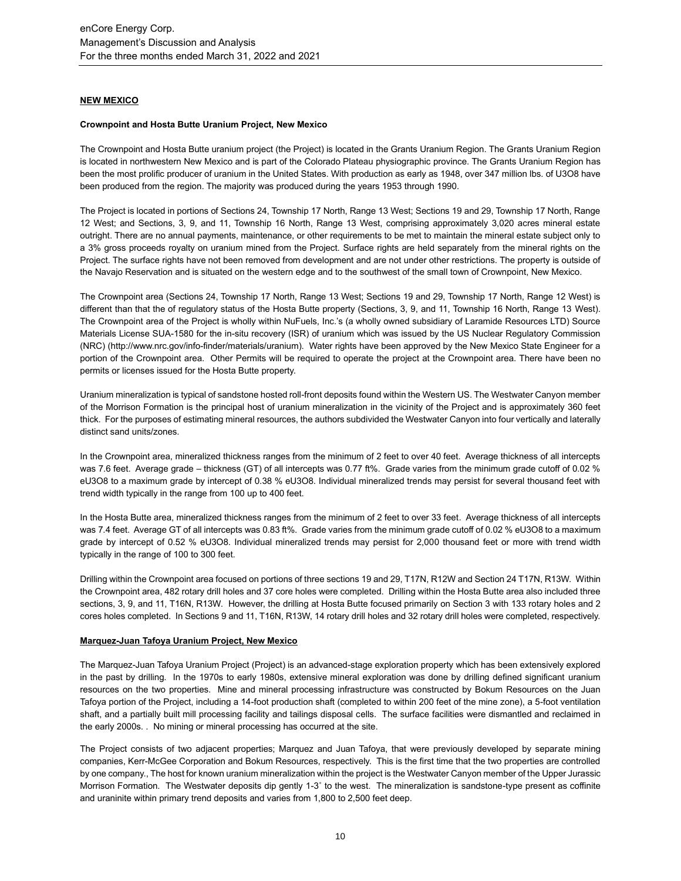## NEW MEXICO

### Crownpoint and Hosta Butte Uranium Project, New Mexico

The Crownpoint and Hosta Butte uranium project (the Project) is located in the Grants Uranium Region. The Grants Uranium Region is located in northwestern New Mexico and is part of the Colorado Plateau physiographic province. The Grants Uranium Region has been the most prolific producer of uranium in the United States. With production as early as 1948, over 347 million lbs. of U3O8 have been produced from the region. The majority was produced during the years 1953 through 1990.

The Project is located in portions of Sections 24, Township 17 North, Range 13 West; Sections 19 and 29, Township 17 North, Range 12 West; and Sections, 3, 9, and 11, Township 16 North, Range 13 West, comprising approximately 3,020 acres mineral estate outright. There are no annual payments, maintenance, or other requirements to be met to maintain the mineral estate subject only to a 3% gross proceeds royalty on uranium mined from the Project. Surface rights are held separately from the mineral rights on the Project. The surface rights have not been removed from development and are not under other restrictions. The property is outside of the Navajo Reservation and is situated on the western edge and to the southwest of the small town of Crownpoint, New Mexico.

The Crownpoint area (Sections 24, Township 17 North, Range 13 West; Sections 19 and 29, Township 17 North, Range 12 West) is different than that the of regulatory status of the Hosta Butte property (Sections, 3, 9, and 11, Township 16 North, Range 13 West). The Crownpoint area of the Project is wholly within NuFuels, Inc.'s (a wholly owned subsidiary of Laramide Resources LTD) Source Materials License SUA-1580 for the in-situ recovery (ISR) of uranium which was issued by the US Nuclear Regulatory Commission (NRC) (http://www.nrc.gov/info-finder/materials/uranium). Water rights have been approved by the New Mexico State Engineer for a portion of the Crownpoint area. Other Permits will be required to operate the project at the Crownpoint area. There have been no permits or licenses issued for the Hosta Butte property.

Uranium mineralization is typical of sandstone hosted roll-front deposits found within the Western US. The Westwater Canyon member of the Morrison Formation is the principal host of uranium mineralization in the vicinity of the Project and is approximately 360 feet thick. For the purposes of estimating mineral resources, the authors subdivided the Westwater Canyon into four vertically and laterally distinct sand units/zones.

In the Crownpoint area, mineralized thickness ranges from the minimum of 2 feet to over 40 feet. Average thickness of all intercepts was 7.6 feet. Average grade – thickness (GT) of all intercepts was 0.77 ft%. Grade varies from the minimum grade cutoff of 0.02 % eU3O8 to a maximum grade by intercept of 0.38 % eU3O8. Individual mineralized trends may persist for several thousand feet with trend width typically in the range from 100 up to 400 feet.

In the Hosta Butte area, mineralized thickness ranges from the minimum of 2 feet to over 33 feet. Average thickness of all intercepts was 7.4 feet. Average GT of all intercepts was 0.83 ft%. Grade varies from the minimum grade cutoff of 0.02 % eU3O8 to a maximum grade by intercept of 0.52 % eU3O8. Individual mineralized trends may persist for 2,000 thousand feet or more with trend width typically in the range of 100 to 300 feet.

Drilling within the Crownpoint area focused on portions of three sections 19 and 29, T17N, R12W and Section 24 T17N, R13W. Within the Crownpoint area, 482 rotary drill holes and 37 core holes were completed. Drilling within the Hosta Butte area also included three sections, 3, 9, and 11, T16N, R13W. However, the drilling at Hosta Butte focused primarily on Section 3 with 133 rotary holes and 2 cores holes completed. In Sections 9 and 11, T16N, R13W, 14 rotary drill holes and 32 rotary drill holes were completed, respectively.

### Marquez-Juan Tafoya Uranium Project, New Mexico

The Marquez-Juan Tafoya Uranium Project (Project) is an advanced-stage exploration property which has been extensively explored in the past by drilling. In the 1970s to early 1980s, extensive mineral exploration was done by drilling defined significant uranium resources on the two properties. Mine and mineral processing infrastructure was constructed by Bokum Resources on the Juan Tafoya portion of the Project, including a 14-foot production shaft (completed to within 200 feet of the mine zone), a 5-foot ventilation shaft, and a partially built mill processing facility and tailings disposal cells. The surface facilities were dismantled and reclaimed in the early 2000s. . No mining or mineral processing has occurred at the site.

The Project consists of two adjacent properties; Marquez and Juan Tafoya, that were previously developed by separate mining companies, Kerr-McGee Corporation and Bokum Resources, respectively. This is the first time that the two properties are controlled by one company., The host for known uranium mineralization within the project is the Westwater Canyon member of the Upper Jurassic Morrison Formation. The Westwater deposits dip gently 1-3˚ to the west. The mineralization is sandstone-type present as coffinite and uraninite within primary trend deposits and varies from 1,800 to 2,500 feet deep.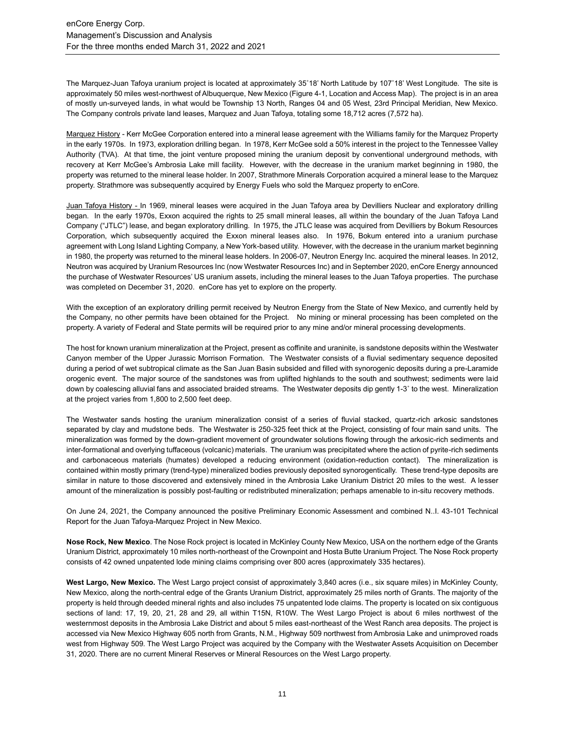The Marquez-Juan Tafoya uranium project is located at approximately 35˚18' North Latitude by 107˚18' West Longitude. The site is approximately 50 miles west-northwest of Albuquerque, New Mexico (Figure 4-1, Location and Access Map). The project is in an area of mostly un-surveyed lands, in what would be Township 13 North, Ranges 04 and 05 West, 23rd Principal Meridian, New Mexico. The Company controls private land leases, Marquez and Juan Tafoya, totaling some 18,712 acres (7,572 ha).

Marquez History - Kerr McGee Corporation entered into a mineral lease agreement with the Williams family for the Marquez Property in the early 1970s. In 1973, exploration drilling began. In 1978, Kerr McGee sold a 50% interest in the project to the Tennessee Valley Authority (TVA). At that time, the joint venture proposed mining the uranium deposit by conventional underground methods, with recovery at Kerr McGee's Ambrosia Lake mill facility. However, with the decrease in the uranium market beginning in 1980, the property was returned to the mineral lease holder. In 2007, Strathmore Minerals Corporation acquired a mineral lease to the Marquez property. Strathmore was subsequently acquired by Energy Fuels who sold the Marquez property to enCore.

Juan Tafoya History - In 1969, mineral leases were acquired in the Juan Tafoya area by Devilliers Nuclear and exploratory drilling began. In the early 1970s, Exxon acquired the rights to 25 small mineral leases, all within the boundary of the Juan Tafoya Land Company ("JTLC") lease, and began exploratory drilling. In 1975, the JTLC lease was acquired from Devilliers by Bokum Resources Corporation, which subsequently acquired the Exxon mineral leases also. In 1976, Bokum entered into a uranium purchase agreement with Long Island Lighting Company, a New York-based utility. However, with the decrease in the uranium market beginning in 1980, the property was returned to the mineral lease holders. In 2006-07, Neutron Energy Inc. acquired the mineral leases. In 2012, Neutron was acquired by Uranium Resources Inc (now Westwater Resources Inc) and in September 2020, enCore Energy announced the purchase of Westwater Resources' US uranium assets, including the mineral leases to the Juan Tafoya properties. The purchase was completed on December 31, 2020. enCore has yet to explore on the property.

With the exception of an exploratory drilling permit received by Neutron Energy from the State of New Mexico, and currently held by the Company, no other permits have been obtained for the Project. No mining or mineral processing has been completed on the property. A variety of Federal and State permits will be required prior to any mine and/or mineral processing developments.

The host for known uranium mineralization at the Project, present as coffinite and uraninite, is sandstone deposits within the Westwater Canyon member of the Upper Jurassic Morrison Formation. The Westwater consists of a fluvial sedimentary sequence deposited during a period of wet subtropical climate as the San Juan Basin subsided and filled with synorogenic deposits during a pre-Laramide orogenic event. The major source of the sandstones was from uplifted highlands to the south and southwest; sediments were laid down by coalescing alluvial fans and associated braided streams. The Westwater deposits dip gently 1-3˚ to the west. Mineralization at the project varies from 1,800 to 2,500 feet deep.

The Westwater sands hosting the uranium mineralization consist of a series of fluvial stacked, quartz-rich arkosic sandstones separated by clay and mudstone beds. The Westwater is 250-325 feet thick at the Project, consisting of four main sand units. The mineralization was formed by the down-gradient movement of groundwater solutions flowing through the arkosic-rich sediments and inter-formational and overlying tuffaceous (volcanic) materials. The uranium was precipitated where the action of pyrite-rich sediments and carbonaceous materials (humates) developed a reducing environment (oxidation-reduction contact). The mineralization is contained within mostly primary (trend-type) mineralized bodies previously deposited synorogentically. These trend-type deposits are similar in nature to those discovered and extensively mined in the Ambrosia Lake Uranium District 20 miles to the west. A lesser amount of the mineralization is possibly post-faulting or redistributed mineralization; perhaps amenable to in-situ recovery methods.

On June 24, 2021, the Company announced the positive Preliminary Economic Assessment and combined N..I. 43-101 Technical Report for the Juan Tafoya-Marquez Project in New Mexico.

**Nose Rock, New Mexico**. The Nose Rock project is located in McKinley County New Mexico, USA on the northern edge of the Grants Uranium District, approximately 10 miles north-northeast of the Crownpoint and Hosta Butte Uranium Project. The Nose Rock property consists of 42 owned unpatented lode mining claims comprising over 800 acres (approximately 335 hectares).

**West Largo, New Mexico.** The West Largo project consist of approximately 3,840 acres (i.e., six square miles) in McKinley County, New Mexico, along the north-central edge of the Grants Uranium District, approximately 25 miles north of Grants. The majority of the property is held through deeded mineral rights and also includes 75 unpatented lode claims. The property is located on six contiguous sections of land: 17, 19, 20, 21, 28 and 29, all within T15N, R10W. The West Largo Project is about 6 miles northwest of the westernmost deposits in the Ambrosia Lake District and about 5 miles east-northeast of the West Ranch area deposits. The project is accessed via New Mexico Highway 605 north from Grants, N.M., Highway 509 northwest from Ambrosia Lake and unimproved roads west from Highway 509. The West Largo Project was acquired by the Company with the Westwater Assets Acquisition on December 31, 2020. There are no current Mineral Reserves or Mineral Resources on the West Largo property.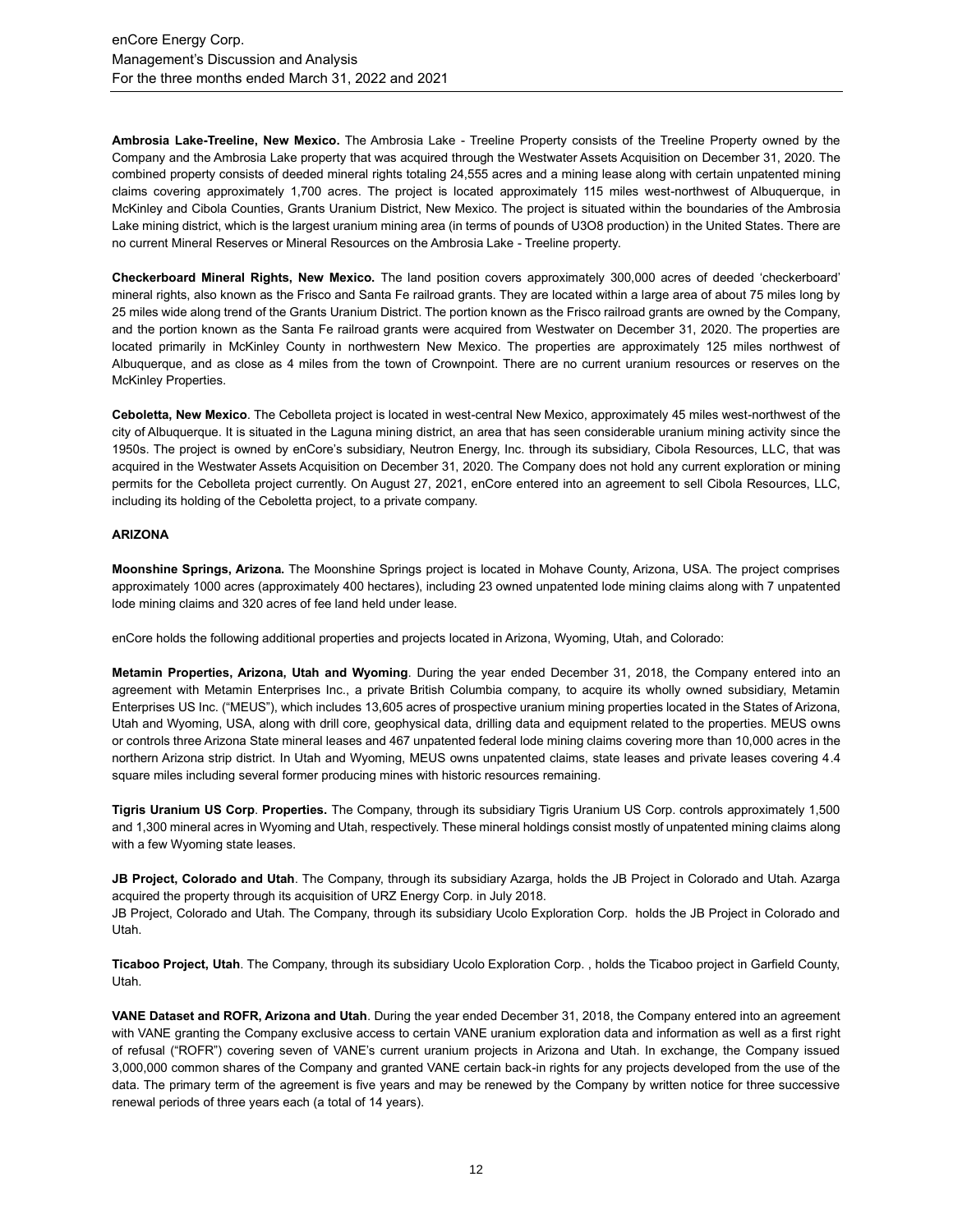**Ambrosia Lake-Treeline, New Mexico.** The Ambrosia Lake - Treeline Property consists of the Treeline Property owned by the Company and the Ambrosia Lake property that was acquired through the Westwater Assets Acquisition on December 31, 2020. The combined property consists of deeded mineral rights totaling 24,555 acres and a mining lease along with certain unpatented mining claims covering approximately 1,700 acres. The project is located approximately 115 miles west-northwest of Albuquerque, in McKinley and Cibola Counties, Grants Uranium District, New Mexico. The project is situated within the boundaries of the Ambrosia Lake mining district, which is the largest uranium mining area (in terms of pounds of U3O8 production) in the United States. There are no current Mineral Reserves or Mineral Resources on the Ambrosia Lake - Treeline property.

**Checkerboard Mineral Rights, New Mexico.** The land position covers approximately 300,000 acres of deeded 'checkerboard' mineral rights, also known as the Frisco and Santa Fe railroad grants. They are located within a large area of about 75 miles long by 25 miles wide along trend of the Grants Uranium District. The portion known as the Frisco railroad grants are owned by the Company, and the portion known as the Santa Fe railroad grants were acquired from Westwater on December 31, 2020. The properties are located primarily in McKinley County in northwestern New Mexico. The properties are approximately 125 miles northwest of Albuquerque, and as close as 4 miles from the town of Crownpoint. There are no current uranium resources or reserves on the McKinley Properties.

**Ceboletta, New Mexico**. The Cebolleta project is located in west-central New Mexico, approximately 45 miles west-northwest of the city of Albuquerque. It is situated in the Laguna mining district, an area that has seen considerable uranium mining activity since the 1950s. The project is owned by enCore's subsidiary, Neutron Energy, Inc. through its subsidiary, Cibola Resources, LLC, that was acquired in the Westwater Assets Acquisition on December 31, 2020. The Company does not hold any current exploration or mining permits for the Cebolleta project currently. On August 27, 2021, enCore entered into an agreement to sell Cibola Resources, LLC, including its holding of the Ceboletta project, to a private company.

**ARIZONA**

**Moonshine Springs, Arizona.** The Moonshine Springs project is located in Mohave County, Arizona, USA. The project comprises approximately 1000 acres (approximately 400 hectares), including 23 owned unpatented lode mining claims along with 7 unpatented lode mining claims and 320 acres of fee land held under lease.

enCore holds the following additional properties and projects located in Arizona, Wyoming, Utah, and Colorado:

**Metamin Properties, Arizona, Utah and Wyoming**. During the year ended December 31, 2018, the Company entered into an agreement with Metamin Enterprises Inc., a private British Columbia company, to acquire its wholly owned subsidiary, Metamin Enterprises US Inc. ("MEUS"), which includes 13,605 acres of prospective uranium mining properties located in the States of Arizona, Utah and Wyoming, USA, along with drill core, geophysical data, drilling data and equipment related to the properties. MEUS owns or controls three Arizona State mineral leases and 467 unpatented federal lode mining claims covering more than 10,000 acres in the northern Arizona strip district. In Utah and Wyoming, MEUS owns unpatented claims, state leases and private leases covering 4.4 square miles including several former producing mines with historic resources remaining.

**Tigris Uranium US Corp**. **Properties.** The Company, through its subsidiary Tigris Uranium US Corp. controls approximately 1,500 and 1,300 mineral acres in Wyoming and Utah, respectively. These mineral holdings consist mostly of unpatented mining claims along with a few Wyoming state leases.

**JB Project, Colorado and Utah**. The Company, through its subsidiary Azarga, holds the JB Project in Colorado and Utah. Azarga acquired the property through its acquisition of URZ Energy Corp. in July 2018.
JB Project, Colorado and Utah. The Company, through its subsidiary Ucolo Exploration Corp. holds the JB Project in Colorado and Utah.

**Ticaboo Project, Utah**. The Company, through its subsidiary Ucolo Exploration Corp. , holds the Ticaboo project in Garfield County, Utah.

**VANE Dataset and ROFR, Arizona and Utah**. During the year ended December 31, 2018, the Company entered into an agreement with VANE granting the Company exclusive access to certain VANE uranium exploration data and information as well as a first right of refusal ("ROFR") covering seven of VANE's current uranium projects in Arizona and Utah. In exchange, the Company issued 3,000,000 common shares of the Company and granted VANE certain back-in rights for any projects developed from the use of the data. The primary term of the agreement is five years and may be renewed by the Company by written notice for three successive renewal periods of three years each (a total of 14 years).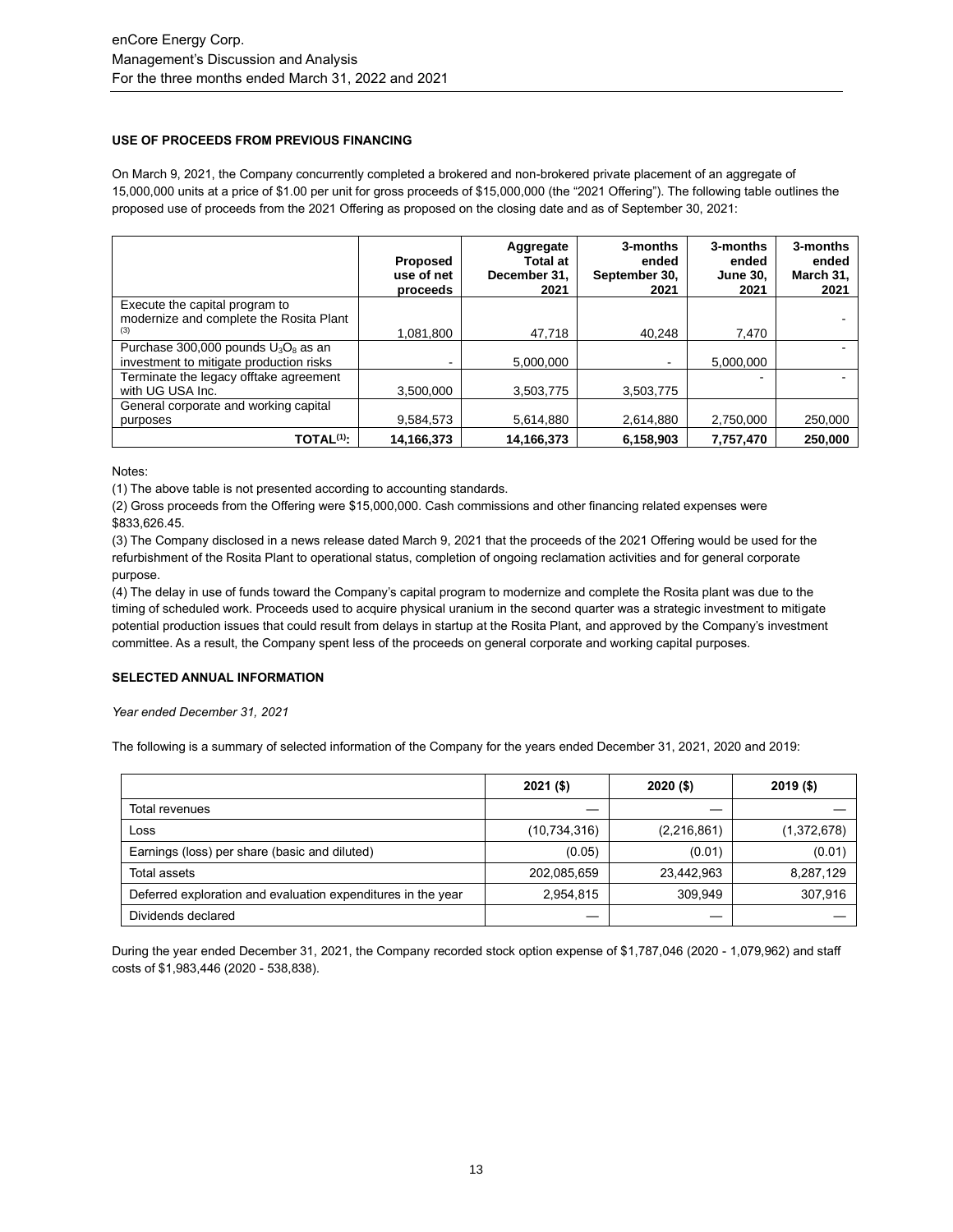## USE OF PROCEEDS FROM PREVIOUS FINANCING

On March 9, 2021, the Company concurrently completed a brokered and non-brokered private placement of an aggregate of 15,000,000 units at a price of $1.00 per unit for gross proceeds of $15,000,000 (the "2021 Offering"). The following table outlines the proposed use of proceeds from the 2021 Offering as proposed on the closing date and as of September 30, 2021:

| | Proposed use of net proceeds | Aggregate Total at December 31, 2021 | 3-months ended September 30, 2021 | 3-months ended June 30, 2021 | 3-months ended March 31, 2021 |
|---|---|---|---|---|---|
| Execute the capital program to modernize and complete the Rosita Plant [3] | 1,081,800 | 47,718 | 40,248 | 7,470 | - |
| Purchase 300,000 pounds $U_3O_8$ as an investment to mitigate production risks | - | 5,000,000 | - | 5,000,000 | - |
| Terminate the legacy offtake agreement with UG USA Inc. | 3,500,000 | 3,503,775 | 3,503,775 | - | - |
| General corporate and working capital purposes | 9,584,573 | 5,614,880 | 2,614,880 | 2,750,000 | 250,000 |
| **TOTAL[1]:** | **14,166,373** | **14,166,373** | **6,158,903** | **7,757,470** | **250,000** |

Notes:

(1) The above table is not presented according to accounting standards.

(2) Gross proceeds from the Offering were $15,000,000. Cash commissions and other financing related expenses were $833,626.45.

(3) The Company disclosed in a news release dated March 9, 2021 that the proceeds of the 2021 Offering would be used for the refurbishment of the Rosita Plant to operational status, completion of ongoing reclamation activities and for general corporate purpose.

(4) The delay in use of funds toward the Company's capital program to modernize and complete the Rosita plant was due to the timing of scheduled work. Proceeds used to acquire physical uranium in the second quarter was a strategic investment to mitigate potential production issues that could result from delays in startup at the Rosita Plant, and approved by the Company's investment committee. As a result, the Company spent less of the proceeds on general corporate and working capital purposes.

## SELECTED ANNUAL INFORMATION

*Year ended December 31, 2021*

The following is a summary of selected information of the Company for the years ended December 31, 2021, 2020 and 2019:

| | 2021 ($) | 2020 ($) | 2019 ($) |
|---|---|---|---|
| Total revenues | — | — | — |
| Loss | (10,734,316) | (2,216,861) | (1,372,678) |
| Earnings (loss) per share (basic and diluted) | (0.05) | (0.01) | (0.01) |
| Total assets | 202,085,659 | 23,442,963 | 8,287,129 |
| Deferred exploration and evaluation expenditures in the year | 2,954,815 | 309,949 | 307,916 |
| Dividends declared | — | — | — |

During the year ended December 31, 2021, the Company recorded stock option expense of $1,787,046 (2020 - 1,079,962) and staff costs of $1,983,446 (2020 - 538,838).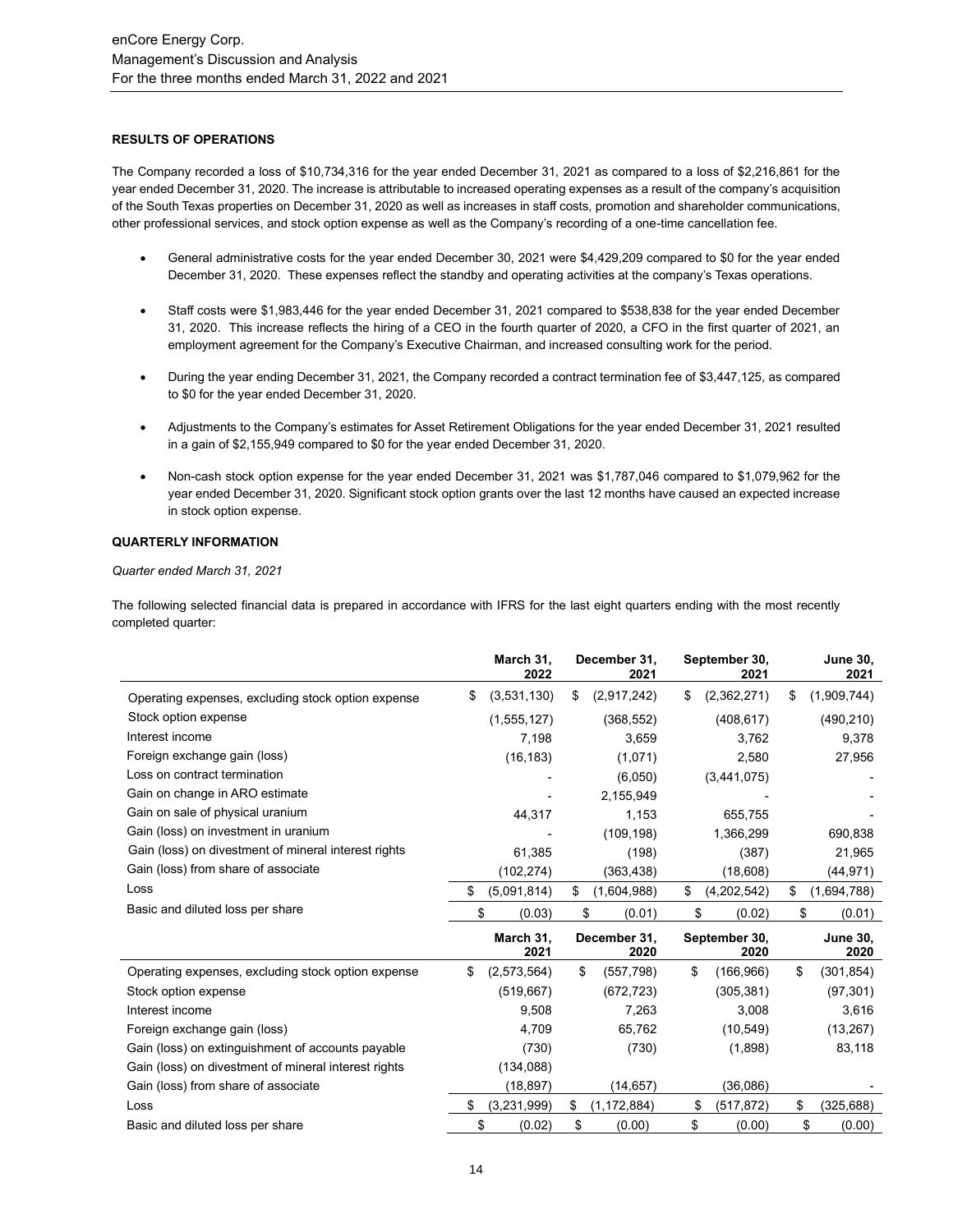## RESULTS OF OPERATIONS

The Company recorded a loss of $10,734,316 for the year ended December 31, 2021 as compared to a loss of $2,216,861 for the year ended December 31, 2020. The increase is attributable to increased operating expenses as a result of the company's acquisition of the South Texas properties on December 31, 2020 as well as increases in staff costs, promotion and shareholder communications, other professional services, and stock option expense as well as the Company's recording of a one-time cancellation fee.

- General administrative costs for the year ended December 30, 2021 were $4,429,209 compared to $0 for the year ended December 31, 2020. These expenses reflect the standby and operating activities at the company's Texas operations.
- Staff costs were $1,983,446 for the year ended December 31, 2021 compared to $538,838 for the year ended December 31, 2020. This increase reflects the hiring of a CEO in the fourth quarter of 2020, a CFO in the first quarter of 2021, an employment agreement for the Company's Executive Chairman, and increased consulting work for the period.
- During the year ending December 31, 2021, the Company recorded a contract termination fee of $3,447,125, as compared to $0 for the year ended December 31, 2020.
- Adjustments to the Company's estimates for Asset Retirement Obligations for the year ended December 31, 2021 resulted in a gain of $2,155,949 compared to $0 for the year ended December 31, 2020.
- Non-cash stock option expense for the year ended December 31, 2021 was $1,787,046 compared to $1,079,962 for the year ended December 31, 2020. Significant stock option grants over the last 12 months have caused an expected increase in stock option expense.

## QUARTERLY INFORMATION

*Quarter ended March 31, 2021*

The following selected financial data is prepared in accordance with IFRS for the last eight quarters ending with the most recently completed quarter:

| | March 31, 2022 | December 31, 2021 | September 30, 2021 | June 30, 2021 |
|---|---|---|---|---|
| Operating expenses, excluding stock option expense | $ (3,531,130) | $ (2,917,242) | $ (2,362,271) | $ (1,909,744) |
| Stock option expense | (1,555,127) | (368,552) | (408,617) | (490,210) |
| Interest income | 7,198 | 3,659 | 3,762 | 9,378 |
| Foreign exchange gain (loss) | (16,183) | (1,071) | 2,580 | 27,956 |
| Loss on contract termination | - | (6,050) | (3,441,075) | - |
| Gain on change in ARO estimate | - | 2,155,949 | - | - |
| Gain on sale of physical uranium | 44,317 | 1,153 | 655,755 | - |
| Gain (loss) on investment in uranium | - | (109,198) | 1,366,299 | 690,838 |
| Gain (loss) on divestment of mineral interest rights | 61,385 | (198) | (387) | 21,965 |
| Gain (loss) from share of associate | (102,274) | (363,438) | (18,608) | (44,971) |
| Loss | $ (5,091,814) | $ (1,604,988) | $ (4,202,542) | $ (1,694,788) |
| Basic and diluted loss per share | $ (0.03) | $ (0.01) | $ (0.02) | $ (0.01) |

| | March 31, 2021 | December 31, 2020 | September 30, 2020 | June 30, 2020 |
|---|---|---|---|---|
| Operating expenses, excluding stock option expense | $ (2,573,564) | $ (557,798) | $ (166,966) | $ (301,854) |
| Stock option expense | (519,667) | (672,723) | (305,381) | (97,301) |
| Interest income | 9,508 | 7,263 | 3,008 | 3,616 |
| Foreign exchange gain (loss) | 4,709 | 65,762 | (10,549) | (13,267) |
| Gain (loss) on extinguishment of accounts payable | (730) | (730) | (1,898) | 83,118 |
| Gain (loss) on divestment of mineral interest rights | (134,088) | | | |
| Gain (loss) from share of associate | (18,897) | (14,657) | (36,086) | - |
| Loss | $ (3,231,999) | $ (1,172,884) | $ (517,872) | $ (325,688) |
| Basic and diluted loss per share | $ (0.02) | $ (0.00) | $ (0.00) | $ (0.00) |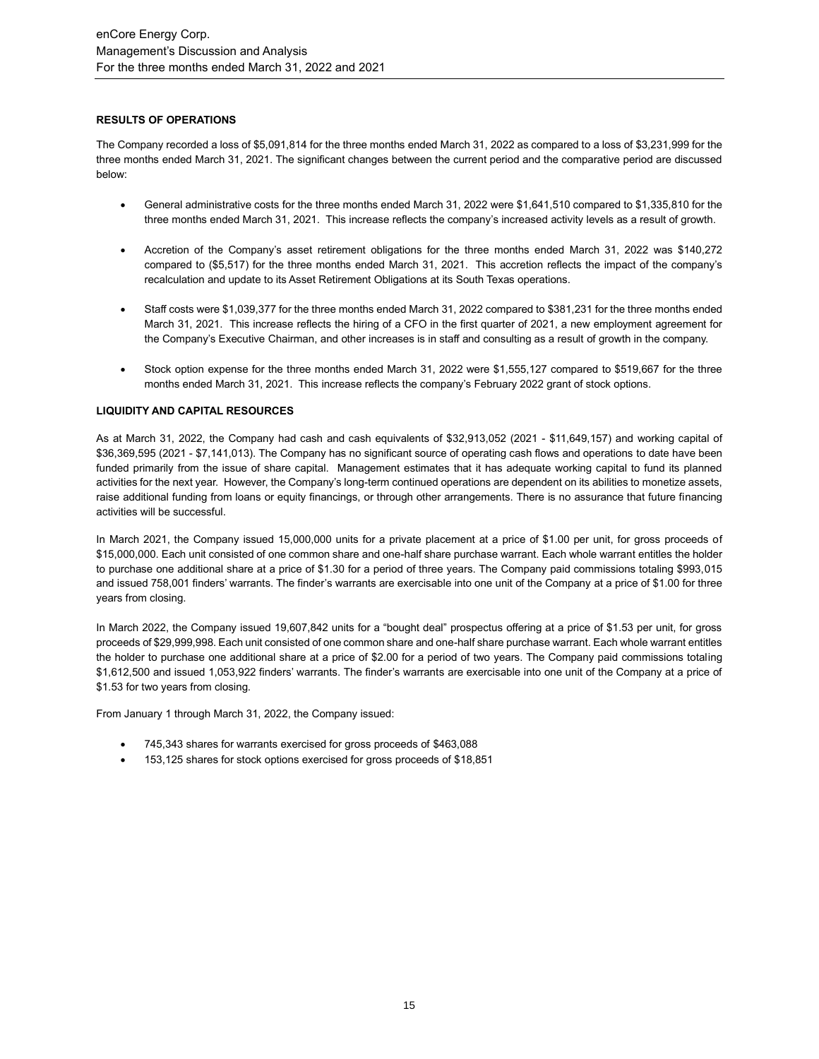## RESULTS OF OPERATIONS

The Company recorded a loss of $5,091,814 for the three months ended March 31, 2022 as compared to a loss of $3,231,999 for the three months ended March 31, 2021. The significant changes between the current period and the comparative period are discussed below:

- General administrative costs for the three months ended March 31, 2022 were $1,641,510 compared to $1,335,810 for the three months ended March 31, 2021. This increase reflects the company's increased activity levels as a result of growth.
- Accretion of the Company's asset retirement obligations for the three months ended March 31, 2022 was $140,272 compared to ($5,517) for the three months ended March 31, 2021. This accretion reflects the impact of the company's recalculation and update to its Asset Retirement Obligations at its South Texas operations.
- Staff costs were $1,039,377 for the three months ended March 31, 2022 compared to $381,231 for the three months ended March 31, 2021. This increase reflects the hiring of a CFO in the first quarter of 2021, a new employment agreement for the Company's Executive Chairman, and other increases is in staff and consulting as a result of growth in the company.
- Stock option expense for the three months ended March 31, 2022 were $1,555,127 compared to $519,667 for the three months ended March 31, 2021. This increase reflects the company's February 2022 grant of stock options.

## LIQUIDITY AND CAPITAL RESOURCES

As at March 31, 2022, the Company had cash and cash equivalents of $32,913,052 (2021 - $11,649,157) and working capital of $36,369,595 (2021 - $7,141,013). The Company has no significant source of operating cash flows and operations to date have been funded primarily from the issue of share capital. Management estimates that it has adequate working capital to fund its planned activities for the next year. However, the Company's long-term continued operations are dependent on its abilities to monetize assets, raise additional funding from loans or equity financings, or through other arrangements. There is no assurance that future financing activities will be successful.

In March 2021, the Company issued 15,000,000 units for a private placement at a price of $1.00 per unit, for gross proceeds of $15,000,000. Each unit consisted of one common share and one-half share purchase warrant. Each whole warrant entitles the holder to purchase one additional share at a price of $1.30 for a period of three years. The Company paid commissions totaling $993,015 and issued 758,001 finders' warrants. The finder's warrants are exercisable into one unit of the Company at a price of $1.00 for three years from closing.

In March 2022, the Company issued 19,607,842 units for a "bought deal" prospectus offering at a price of $1.53 per unit, for gross proceeds of $29,999,998. Each unit consisted of one common share and one-half share purchase warrant. Each whole warrant entitles the holder to purchase one additional share at a price of $2.00 for a period of two years. The Company paid commissions totaling $1,612,500 and issued 1,053,922 finders' warrants. The finder's warrants are exercisable into one unit of the Company at a price of $1.53 for two years from closing.

From January 1 through March 31, 2022, the Company issued:

- 745,343 shares for warrants exercised for gross proceeds of $463,088
- 153,125 shares for stock options exercised for gross proceeds of $18,851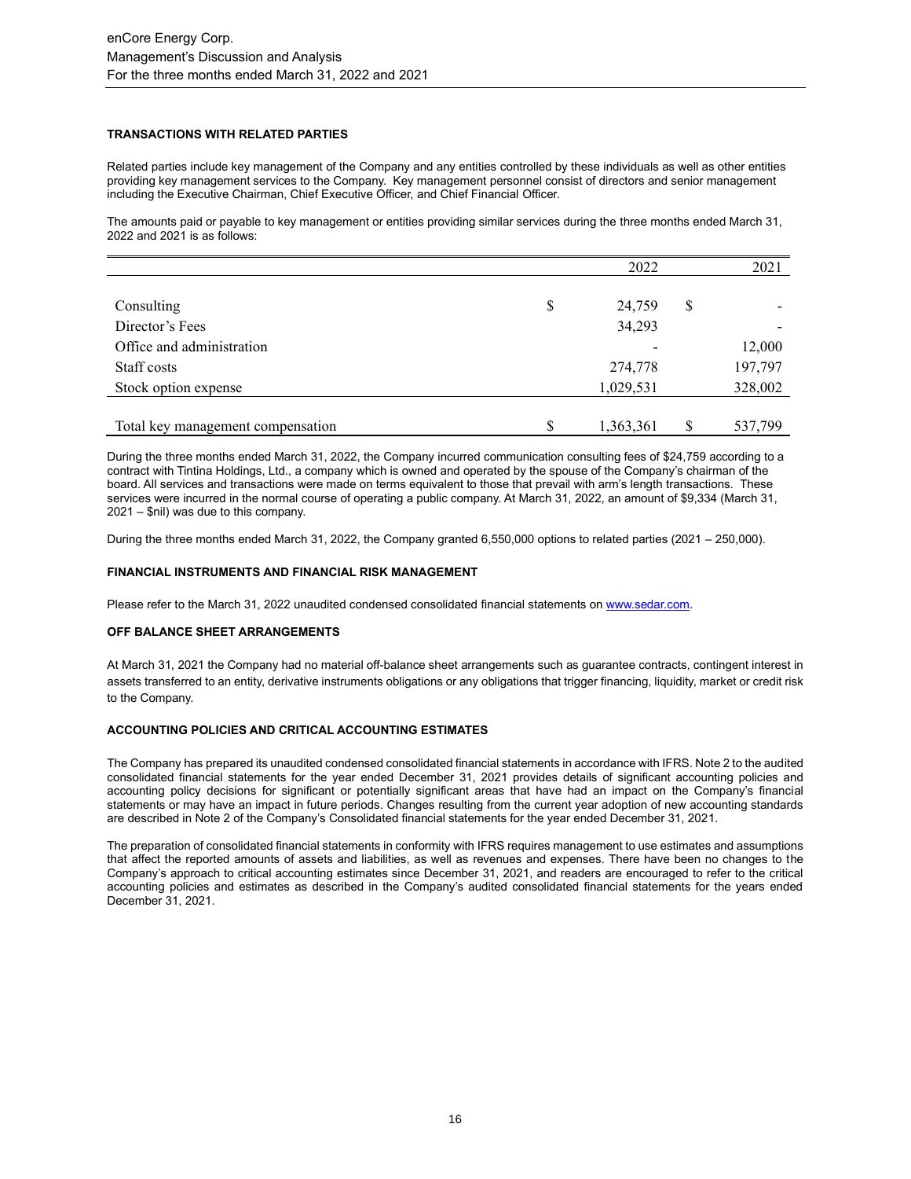### TRANSACTIONS WITH RELATED PARTIES

Related parties include key management of the Company and any entities controlled by these individuals as well as other entities providing key management services to the Company. Key management personnel consist of directors and senior management including the Executive Chairman, Chief Executive Officer, and Chief Financial Officer.

The amounts paid or payable to key management or entities providing similar services during the three months ended March 31, 2022 and 2021 is as follows:

| | 2022 | 2021 |
|---|---|---|
| Consulting | $ 24,759 | $ - |
| Director's Fees | 34,293 | - |
| Office and administration | - | 12,000 |
| Staff costs | 274,778 | 197,797 |
| Stock option expense | 1,029,531 | 328,002 |
| Total key management compensation | $ 1,363,361 | $ 537,799 |

During the three months ended March 31, 2022, the Company incurred communication consulting fees of $24,759 according to a contract with Tintina Holdings, Ltd., a company which is owned and operated by the spouse of the Company's chairman of the board. All services and transactions were made on terms equivalent to those that prevail with arm's length transactions. These services were incurred in the normal course of operating a public company. At March 31, 2022, an amount of $9,334 (March 31, 2021 – $nil) was due to this company.

During the three months ended March 31, 2022, the Company granted 6,550,000 options to related parties (2021 – 250,000).

### FINANCIAL INSTRUMENTS AND FINANCIAL RISK MANAGEMENT

Please refer to the March 31, 2022 unaudited condensed consolidated financial statements on www.sedar.com.

### OFF BALANCE SHEET ARRANGEMENTS

At March 31, 2021 the Company had no material off-balance sheet arrangements such as guarantee contracts, contingent interest in assets transferred to an entity, derivative instruments obligations or any obligations that trigger financing, liquidity, market or credit risk to the Company.

### ACCOUNTING POLICIES AND CRITICAL ACCOUNTING ESTIMATES

The Company has prepared its unaudited condensed consolidated financial statements in accordance with IFRS. Note 2 to the audited consolidated financial statements for the year ended December 31, 2021 provides details of significant accounting policies and accounting policy decisions for significant or potentially significant areas that have had an impact on the Company's financial statements or may have an impact in future periods. Changes resulting from the current year adoption of new accounting standards are described in Note 2 of the Company's Consolidated financial statements for the year ended December 31, 2021.

The preparation of consolidated financial statements in conformity with IFRS requires management to use estimates and assumptions that affect the reported amounts of assets and liabilities, as well as revenues and expenses. There have been no changes to the Company's approach to critical accounting estimates since December 31, 2021, and readers are encouraged to refer to the critical accounting policies and estimates as described in the Company's audited consolidated financial statements for the years ended December 31, 2021.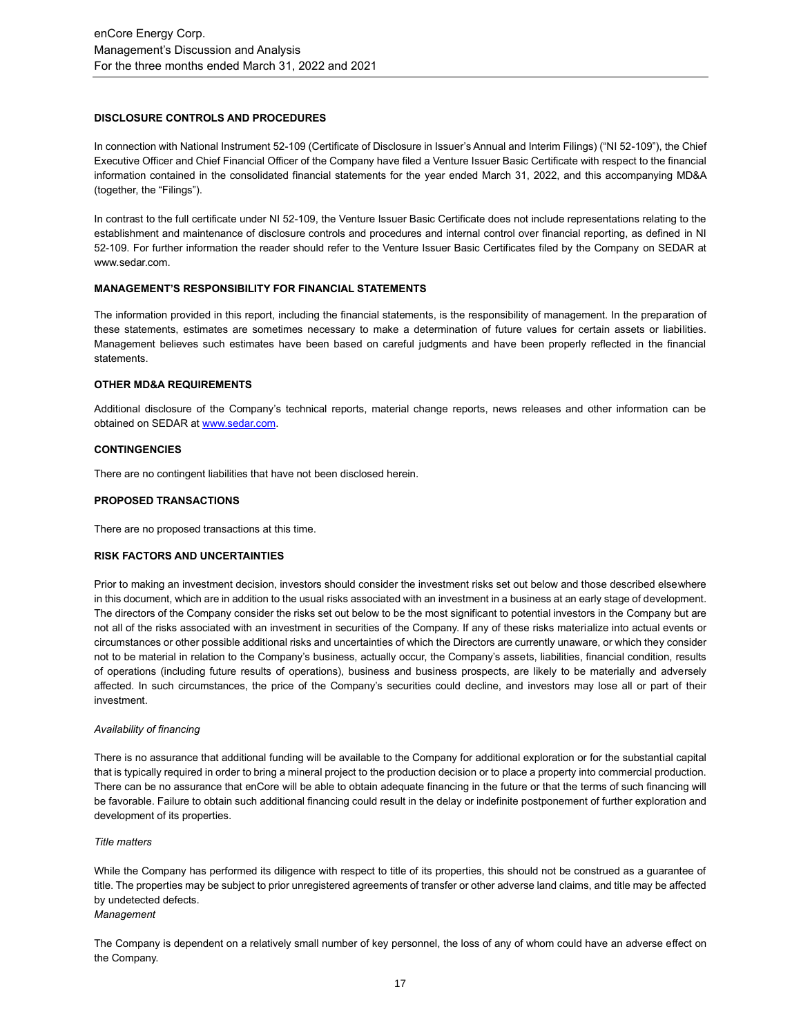**DISCLOSURE CONTROLS AND PROCEDURES**

In connection with National Instrument 52-109 (Certificate of Disclosure in Issuer's Annual and Interim Filings) ("NI 52-109"), the Chief Executive Officer and Chief Financial Officer of the Company have filed a Venture Issuer Basic Certificate with respect to the financial information contained in the consolidated financial statements for the year ended March 31, 2022, and this accompanying MD&A (together, the "Filings").

In contrast to the full certificate under NI 52-109, the Venture Issuer Basic Certificate does not include representations relating to the establishment and maintenance of disclosure controls and procedures and internal control over financial reporting, as defined in NI 52-109. For further information the reader should refer to the Venture Issuer Basic Certificates filed by the Company on SEDAR at www.sedar.com.

**MANAGEMENT'S RESPONSIBILITY FOR FINANCIAL STATEMENTS**

The information provided in this report, including the financial statements, is the responsibility of management. In the preparation of these statements, estimates are sometimes necessary to make a determination of future values for certain assets or liabilities. Management believes such estimates have been based on careful judgments and have been properly reflected in the financial statements.

**OTHER MD&A REQUIREMENTS**

Additional disclosure of the Company's technical reports, material change reports, news releases and other information can be obtained on SEDAR at [www.sedar.com](http://www.sedar.com).

**CONTINGENCIES**

There are no contingent liabilities that have not been disclosed herein.

**PROPOSED TRANSACTIONS**

There are no proposed transactions at this time.

**RISK FACTORS AND UNCERTAINTIES**

Prior to making an investment decision, investors should consider the investment risks set out below and those described elsewhere in this document, which are in addition to the usual risks associated with an investment in a business at an early stage of development. The directors of the Company consider the risks set out below to be the most significant to potential investors in the Company but are not all of the risks associated with an investment in securities of the Company. If any of these risks materialize into actual events or circumstances or other possible additional risks and uncertainties of which the Directors are currently unaware, or which they consider not to be material in relation to the Company's business, actually occur, the Company's assets, liabilities, financial condition, results of operations (including future results of operations), business and business prospects, are likely to be materially and adversely affected. In such circumstances, the price of the Company's securities could decline, and investors may lose all or part of their investment.

*Availability of financing*

There is no assurance that additional funding will be available to the Company for additional exploration or for the substantial capital that is typically required in order to bring a mineral project to the production decision or to place a property into commercial production. There can be no assurance that enCore will be able to obtain adequate financing in the future or that the terms of such financing will be favorable. Failure to obtain such additional financing could result in the delay or indefinite postponement of further exploration and development of its properties.

*Title matters*

While the Company has performed its diligence with respect to title of its properties, this should not be construed as a guarantee of title. The properties may be subject to prior unregistered agreements of transfer or other adverse land claims, and title may be affected by undetected defects.

*Management*

The Company is dependent on a relatively small number of key personnel, the loss of any of whom could have an adverse effect on the Company.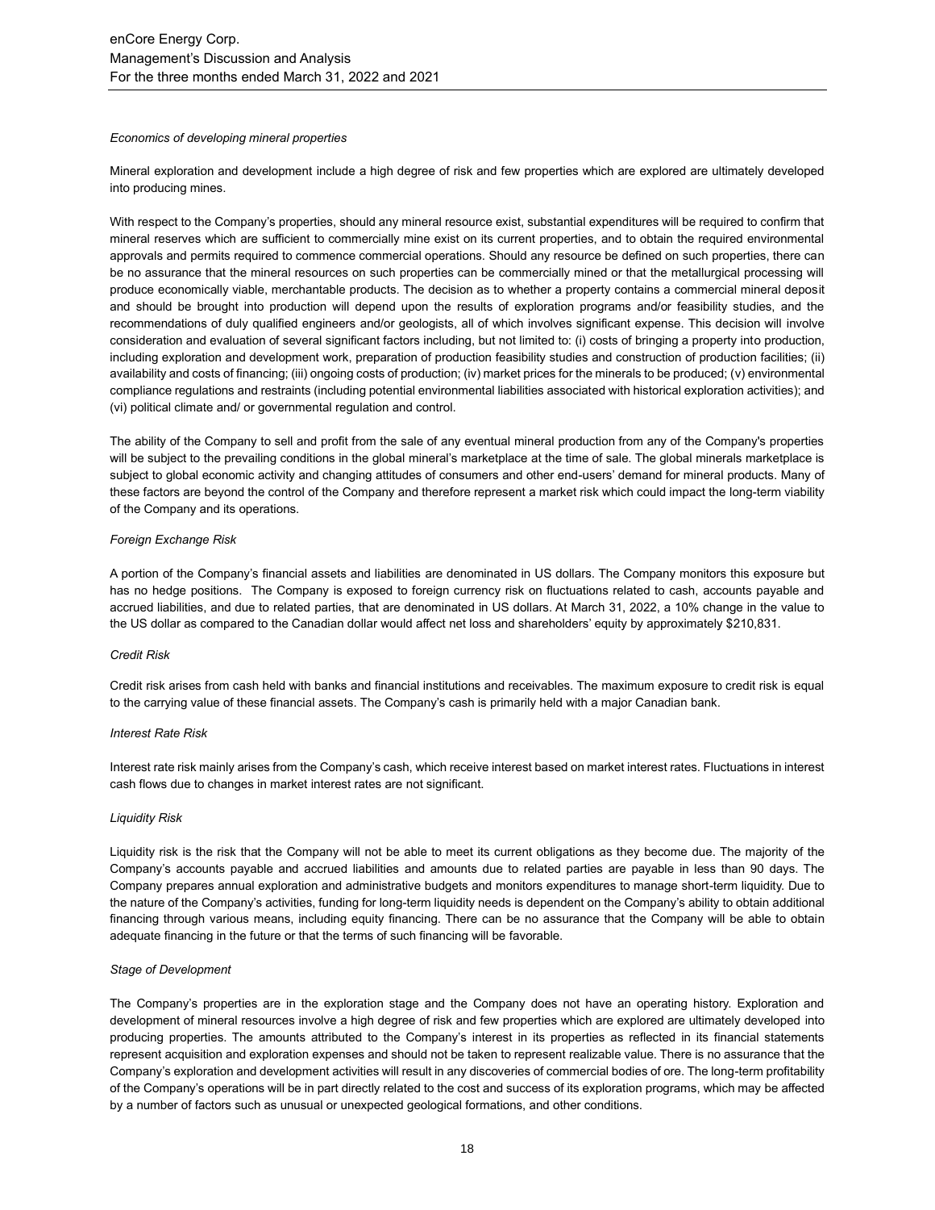*Economics of developing mineral properties*

Mineral exploration and development include a high degree of risk and few properties which are explored are ultimately developed into producing mines.

With respect to the Company's properties, should any mineral resource exist, substantial expenditures will be required to confirm that mineral reserves which are sufficient to commercially mine exist on its current properties, and to obtain the required environmental approvals and permits required to commence commercial operations. Should any resource be defined on such properties, there can be no assurance that the mineral resources on such properties can be commercially mined or that the metallurgical processing will produce economically viable, merchantable products. The decision as to whether a property contains a commercial mineral deposit and should be brought into production will depend upon the results of exploration programs and/or feasibility studies, and the recommendations of duly qualified engineers and/or geologists, all of which involves significant expense. This decision will involve consideration and evaluation of several significant factors including, but not limited to: (i) costs of bringing a property into production, including exploration and development work, preparation of production feasibility studies and construction of production facilities; (ii) availability and costs of financing; (iii) ongoing costs of production; (iv) market prices for the minerals to be produced; (v) environmental compliance regulations and restraints (including potential environmental liabilities associated with historical exploration activities); and (vi) political climate and/ or governmental regulation and control.

The ability of the Company to sell and profit from the sale of any eventual mineral production from any of the Company's properties will be subject to the prevailing conditions in the global mineral's marketplace at the time of sale. The global minerals marketplace is subject to global economic activity and changing attitudes of consumers and other end-users' demand for mineral products. Many of these factors are beyond the control of the Company and therefore represent a market risk which could impact the long-term viability of the Company and its operations.

*Foreign Exchange Risk*

A portion of the Company's financial assets and liabilities are denominated in US dollars. The Company monitors this exposure but has no hedge positions. The Company is exposed to foreign currency risk on fluctuations related to cash, accounts payable and accrued liabilities, and due to related parties, that are denominated in US dollars. At March 31, 2022, a 10% change in the value to the US dollar as compared to the Canadian dollar would affect net loss and shareholders' equity by approximately $210,831.

*Credit Risk*

Credit risk arises from cash held with banks and financial institutions and receivables. The maximum exposure to credit risk is equal to the carrying value of these financial assets. The Company's cash is primarily held with a major Canadian bank.

*Interest Rate Risk*

Interest rate risk mainly arises from the Company's cash, which receive interest based on market interest rates. Fluctuations in interest cash flows due to changes in market interest rates are not significant.

*Liquidity Risk*

Liquidity risk is the risk that the Company will not be able to meet its current obligations as they become due. The majority of the Company's accounts payable and accrued liabilities and amounts due to related parties are payable in less than 90 days. The Company prepares annual exploration and administrative budgets and monitors expenditures to manage short-term liquidity. Due to the nature of the Company's activities, funding for long-term liquidity needs is dependent on the Company's ability to obtain additional financing through various means, including equity financing. There can be no assurance that the Company will be able to obtain adequate financing in the future or that the terms of such financing will be favorable.

*Stage of Development*

The Company's properties are in the exploration stage and the Company does not have an operating history. Exploration and development of mineral resources involve a high degree of risk and few properties which are explored are ultimately developed into producing properties. The amounts attributed to the Company's interest in its properties as reflected in its financial statements represent acquisition and exploration expenses and should not be taken to represent realizable value. There is no assurance that the Company's exploration and development activities will result in any discoveries of commercial bodies of ore. The long-term profitability of the Company's operations will be in part directly related to the cost and success of its exploration programs, which may be affected by a number of factors such as unusual or unexpected geological formations, and other conditions.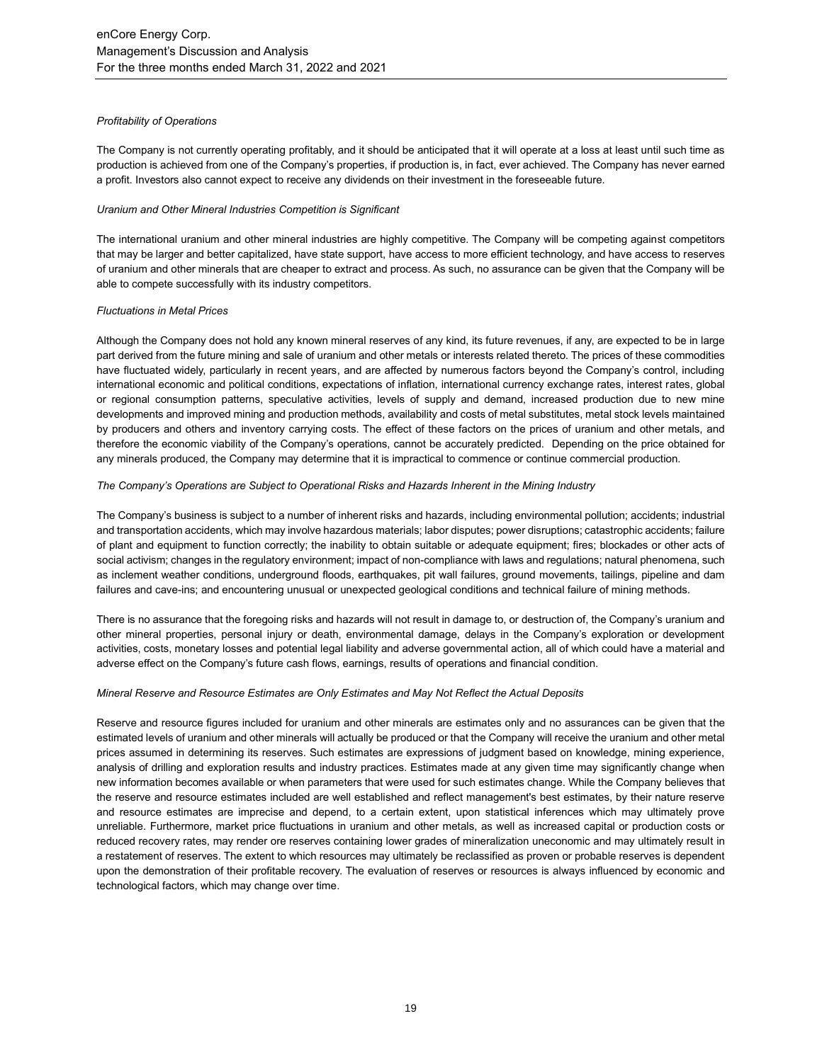*Profitability of Operations*

The Company is not currently operating profitably, and it should be anticipated that it will operate at a loss at least until such time as production is achieved from one of the Company's properties, if production is, in fact, ever achieved. The Company has never earned a profit. Investors also cannot expect to receive any dividends on their investment in the foreseeable future.

*Uranium and Other Mineral Industries Competition is Significant*

The international uranium and other mineral industries are highly competitive. The Company will be competing against competitors that may be larger and better capitalized, have state support, have access to more efficient technology, and have access to reserves of uranium and other minerals that are cheaper to extract and process. As such, no assurance can be given that the Company will be able to compete successfully with its industry competitors.

*Fluctuations in Metal Prices*

Although the Company does not hold any known mineral reserves of any kind, its future revenues, if any, are expected to be in large part derived from the future mining and sale of uranium and other metals or interests related thereto. The prices of these commodities have fluctuated widely, particularly in recent years, and are affected by numerous factors beyond the Company's control, including international economic and political conditions, expectations of inflation, international currency exchange rates, interest rates, global or regional consumption patterns, speculative activities, levels of supply and demand, increased production due to new mine developments and improved mining and production methods, availability and costs of metal substitutes, metal stock levels maintained by producers and others and inventory carrying costs. The effect of these factors on the prices of uranium and other metals, and therefore the economic viability of the Company's operations, cannot be accurately predicted. Depending on the price obtained for any minerals produced, the Company may determine that it is impractical to commence or continue commercial production.

*The Company's Operations are Subject to Operational Risks and Hazards Inherent in the Mining Industry*

The Company's business is subject to a number of inherent risks and hazards, including environmental pollution; accidents; industrial and transportation accidents, which may involve hazardous materials; labor disputes; power disruptions; catastrophic accidents; failure of plant and equipment to function correctly; the inability to obtain suitable or adequate equipment; fires; blockades or other acts of social activism; changes in the regulatory environment; impact of non-compliance with laws and regulations; natural phenomena, such as inclement weather conditions, underground floods, earthquakes, pit wall failures, ground movements, tailings, pipeline and dam failures and cave-ins; and encountering unusual or unexpected geological conditions and technical failure of mining methods.

There is no assurance that the foregoing risks and hazards will not result in damage to, or destruction of, the Company's uranium and other mineral properties, personal injury or death, environmental damage, delays in the Company's exploration or development activities, costs, monetary losses and potential legal liability and adverse governmental action, all of which could have a material and adverse effect on the Company's future cash flows, earnings, results of operations and financial condition.

*Mineral Reserve and Resource Estimates are Only Estimates and May Not Reflect the Actual Deposits*

Reserve and resource figures included for uranium and other minerals are estimates only and no assurances can be given that the estimated levels of uranium and other minerals will actually be produced or that the Company will receive the uranium and other metal prices assumed in determining its reserves. Such estimates are expressions of judgment based on knowledge, mining experience, analysis of drilling and exploration results and industry practices. Estimates made at any given time may significantly change when new information becomes available or when parameters that were used for such estimates change. While the Company believes that the reserve and resource estimates included are well established and reflect management's best estimates, by their nature reserve and resource estimates are imprecise and depend, to a certain extent, upon statistical inferences which may ultimately prove unreliable. Furthermore, market price fluctuations in uranium and other metals, as well as increased capital or production costs or reduced recovery rates, may render ore reserves containing lower grades of mineralization uneconomic and may ultimately result in a restatement of reserves. The extent to which resources may ultimately be reclassified as proven or probable reserves is dependent upon the demonstration of their profitable recovery. The evaluation of reserves or resources is always influenced by economic and technological factors, which may change over time.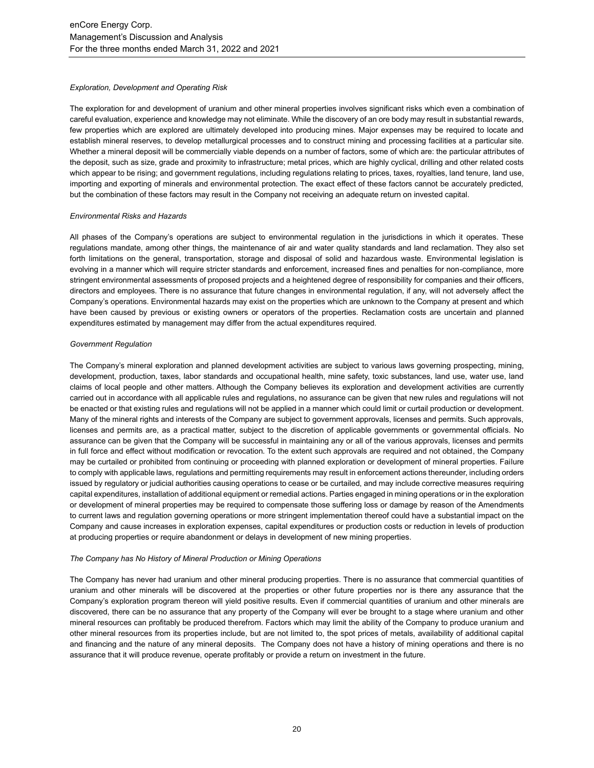*Exploration, Development and Operating Risk*

The exploration for and development of uranium and other mineral properties involves significant risks which even a combination of careful evaluation, experience and knowledge may not eliminate. While the discovery of an ore body may result in substantial rewards, few properties which are explored are ultimately developed into producing mines. Major expenses may be required to locate and establish mineral reserves, to develop metallurgical processes and to construct mining and processing facilities at a particular site. Whether a mineral deposit will be commercially viable depends on a number of factors, some of which are: the particular attributes of the deposit, such as size, grade and proximity to infrastructure; metal prices, which are highly cyclical, drilling and other related costs which appear to be rising; and government regulations, including regulations relating to prices, taxes, royalties, land tenure, land use, importing and exporting of minerals and environmental protection. The exact effect of these factors cannot be accurately predicted, but the combination of these factors may result in the Company not receiving an adequate return on invested capital.

*Environmental Risks and Hazards*

All phases of the Company's operations are subject to environmental regulation in the jurisdictions in which it operates. These regulations mandate, among other things, the maintenance of air and water quality standards and land reclamation. They also set forth limitations on the general, transportation, storage and disposal of solid and hazardous waste. Environmental legislation is evolving in a manner which will require stricter standards and enforcement, increased fines and penalties for non-compliance, more stringent environmental assessments of proposed projects and a heightened degree of responsibility for companies and their officers, directors and employees. There is no assurance that future changes in environmental regulation, if any, will not adversely affect the Company's operations. Environmental hazards may exist on the properties which are unknown to the Company at present and which have been caused by previous or existing owners or operators of the properties. Reclamation costs are uncertain and planned expenditures estimated by management may differ from the actual expenditures required.

*Government Regulation*

The Company's mineral exploration and planned development activities are subject to various laws governing prospecting, mining, development, production, taxes, labor standards and occupational health, mine safety, toxic substances, land use, water use, land claims of local people and other matters. Although the Company believes its exploration and development activities are currently carried out in accordance with all applicable rules and regulations, no assurance can be given that new rules and regulations will not be enacted or that existing rules and regulations will not be applied in a manner which could limit or curtail production or development. Many of the mineral rights and interests of the Company are subject to government approvals, licenses and permits. Such approvals, licenses and permits are, as a practical matter, subject to the discretion of applicable governments or governmental officials. No assurance can be given that the Company will be successful in maintaining any or all of the various approvals, licenses and permits in full force and effect without modification or revocation. To the extent such approvals are required and not obtained, the Company may be curtailed or prohibited from continuing or proceeding with planned exploration or development of mineral properties. Failure to comply with applicable laws, regulations and permitting requirements may result in enforcement actions thereunder, including orders issued by regulatory or judicial authorities causing operations to cease or be curtailed, and may include corrective measures requiring capital expenditures, installation of additional equipment or remedial actions. Parties engaged in mining operations or in the exploration or development of mineral properties may be required to compensate those suffering loss or damage by reason of the Amendments to current laws and regulation governing operations or more stringent implementation thereof could have a substantial impact on the Company and cause increases in exploration expenses, capital expenditures or production costs or reduction in levels of production at producing properties or require abandonment or delays in development of new mining properties.

*The Company has No History of Mineral Production or Mining Operations*

The Company has never had uranium and other mineral producing properties. There is no assurance that commercial quantities of uranium and other minerals will be discovered at the properties or other future properties nor is there any assurance that the Company's exploration program thereon will yield positive results. Even if commercial quantities of uranium and other minerals are discovered, there can be no assurance that any property of the Company will ever be brought to a stage where uranium and other mineral resources can profitably be produced therefrom. Factors which may limit the ability of the Company to produce uranium and other mineral resources from its properties include, but are not limited to, the spot prices of metals, availability of additional capital and financing and the nature of any mineral deposits. The Company does not have a history of mining operations and there is no assurance that it will produce revenue, operate profitably or provide a return on investment in the future.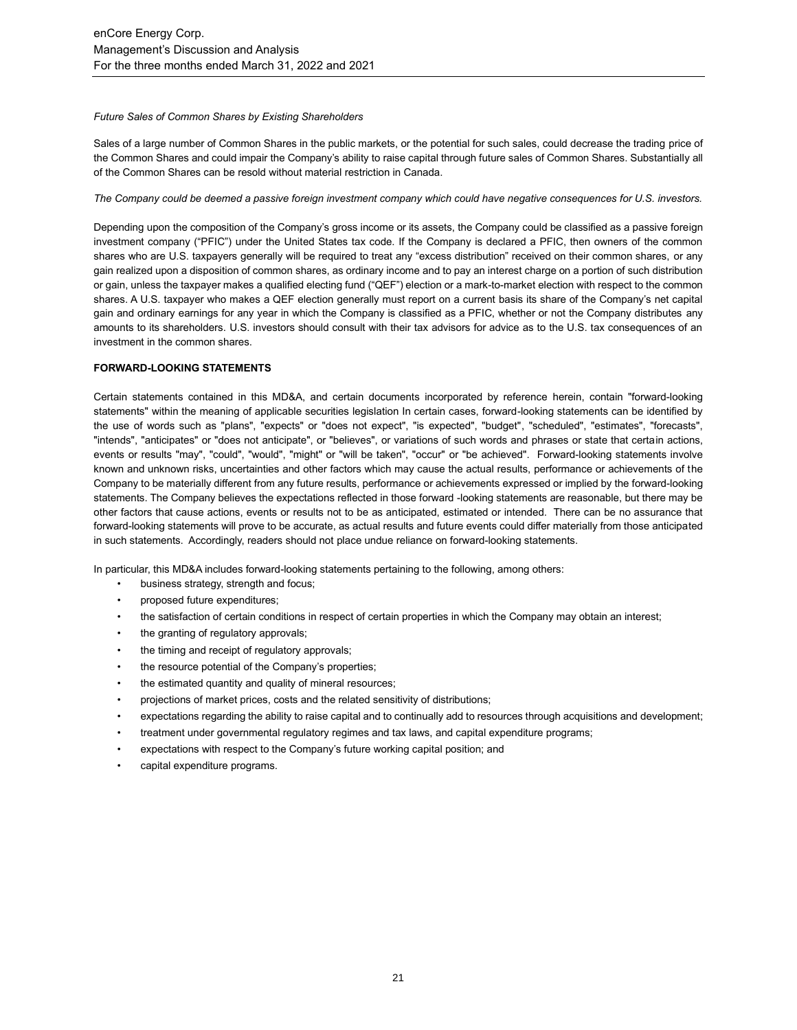*Future Sales of Common Shares by Existing Shareholders*

Sales of a large number of Common Shares in the public markets, or the potential for such sales, could decrease the trading price of the Common Shares and could impair the Company's ability to raise capital through future sales of Common Shares. Substantially all of the Common Shares can be resold without material restriction in Canada.

*The Company could be deemed a passive foreign investment company which could have negative consequences for U.S. investors.*

Depending upon the composition of the Company's gross income or its assets, the Company could be classified as a passive foreign investment company ("PFIC") under the United States tax code. If the Company is declared a PFIC, then owners of the common shares who are U.S. taxpayers generally will be required to treat any "excess distribution" received on their common shares, or any gain realized upon a disposition of common shares, as ordinary income and to pay an interest charge on a portion of such distribution or gain, unless the taxpayer makes a qualified electing fund ("QEF") election or a mark-to-market election with respect to the common shares. A U.S. taxpayer who makes a QEF election generally must report on a current basis its share of the Company's net capital gain and ordinary earnings for any year in which the Company is classified as a PFIC, whether or not the Company distributes any amounts to its shareholders. U.S. investors should consult with their tax advisors for advice as to the U.S. tax consequences of an investment in the common shares.

**FORWARD-LOOKING STATEMENTS**

Certain statements contained in this MD&A, and certain documents incorporated by reference herein, contain "forward-looking statements" within the meaning of applicable securities legislation In certain cases, forward-looking statements can be identified by the use of words such as "plans", "expects" or "does not expect", "is expected", "budget", "scheduled", "estimates", "forecasts", "intends", "anticipates" or "does not anticipate", or "believes", or variations of such words and phrases or state that certain actions, events or results "may", "could", "would", "might" or "will be taken", "occur" or "be achieved". Forward-looking statements involve known and unknown risks, uncertainties and other factors which may cause the actual results, performance or achievements of the Company to be materially different from any future results, performance or achievements expressed or implied by the forward-looking statements. The Company believes the expectations reflected in those forward -looking statements are reasonable, but there may be other factors that cause actions, events or results not to be as anticipated, estimated or intended. There can be no assurance that forward-looking statements will prove to be accurate, as actual results and future events could differ materially from those anticipated in such statements. Accordingly, readers should not place undue reliance on forward-looking statements.

In particular, this MD&A includes forward-looking statements pertaining to the following, among others:

- business strategy, strength and focus;
- proposed future expenditures;
- the satisfaction of certain conditions in respect of certain properties in which the Company may obtain an interest;
- the granting of regulatory approvals;
- the timing and receipt of regulatory approvals;
- the resource potential of the Company's properties;
- the estimated quantity and quality of mineral resources;
- projections of market prices, costs and the related sensitivity of distributions;
- expectations regarding the ability to raise capital and to continually add to resources through acquisitions and development;
- treatment under governmental regulatory regimes and tax laws, and capital expenditure programs;
- expectations with respect to the Company's future working capital position; and
- capital expenditure programs.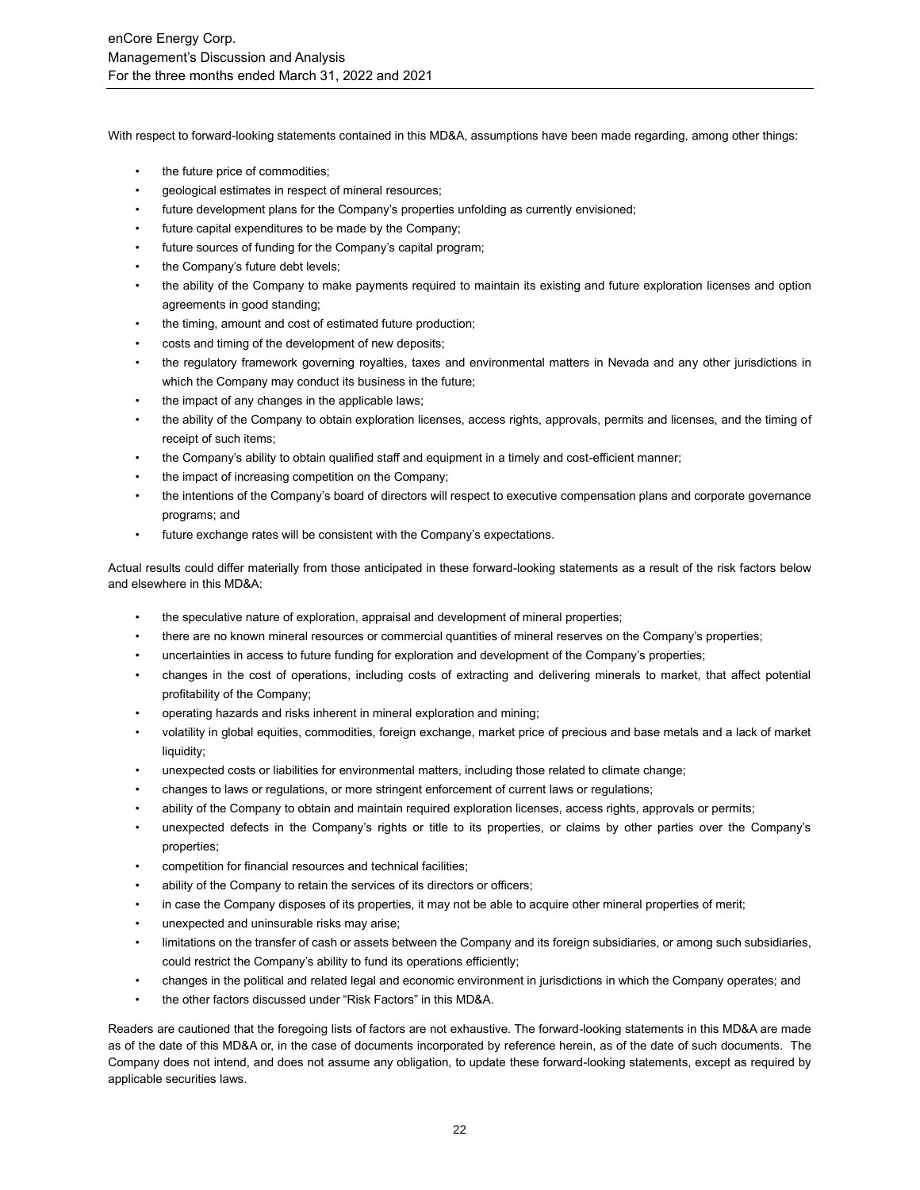With respect to forward-looking statements contained in this MD&A, assumptions have been made regarding, among other things:

- the future price of commodities;
- geological estimates in respect of mineral resources;
- future development plans for the Company's properties unfolding as currently envisioned;
- future capital expenditures to be made by the Company;
- future sources of funding for the Company's capital program;
- the Company's future debt levels;
- the ability of the Company to make payments required to maintain its existing and future exploration licenses and option agreements in good standing;
- the timing, amount and cost of estimated future production;
- costs and timing of the development of new deposits;
- the regulatory framework governing royalties, taxes and environmental matters in Nevada and any other jurisdictions in which the Company may conduct its business in the future;
- the impact of any changes in the applicable laws;
- the ability of the Company to obtain exploration licenses, access rights, approvals, permits and licenses, and the timing of receipt of such items;
- the Company's ability to obtain qualified staff and equipment in a timely and cost-efficient manner;
- the impact of increasing competition on the Company;
- the intentions of the Company's board of directors will respect to executive compensation plans and corporate governance programs; and
- future exchange rates will be consistent with the Company's expectations.

Actual results could differ materially from those anticipated in these forward-looking statements as a result of the risk factors below and elsewhere in this MD&A:

- the speculative nature of exploration, appraisal and development of mineral properties;
- there are no known mineral resources or commercial quantities of mineral reserves on the Company's properties;
- uncertainties in access to future funding for exploration and development of the Company's properties;
- changes in the cost of operations, including costs of extracting and delivering minerals to market, that affect potential profitability of the Company;
- operating hazards and risks inherent in mineral exploration and mining;
- volatility in global equities, commodities, foreign exchange, market price of precious and base metals and a lack of market liquidity;
- unexpected costs or liabilities for environmental matters, including those related to climate change;
- changes to laws or regulations, or more stringent enforcement of current laws or regulations;
- ability of the Company to obtain and maintain required exploration licenses, access rights, approvals or permits;
- unexpected defects in the Company's rights or title to its properties, or claims by other parties over the Company's properties;
- competition for financial resources and technical facilities;
- ability of the Company to retain the services of its directors or officers;
- in case the Company disposes of its properties, it may not be able to acquire other mineral properties of merit;
- unexpected and uninsurable risks may arise;
- limitations on the transfer of cash or assets between the Company and its foreign subsidiaries, or among such subsidiaries, could restrict the Company's ability to fund its operations efficiently;
- changes in the political and related legal and economic environment in jurisdictions in which the Company operates; and
- the other factors discussed under "Risk Factors" in this MD&A.

Readers are cautioned that the foregoing lists of factors are not exhaustive. The forward-looking statements in this MD&A are made as of the date of this MD&A or, in the case of documents incorporated by reference herein, as of the date of such documents. The Company does not intend, and does not assume any obligation, to update these forward-looking statements, except as required by applicable securities laws.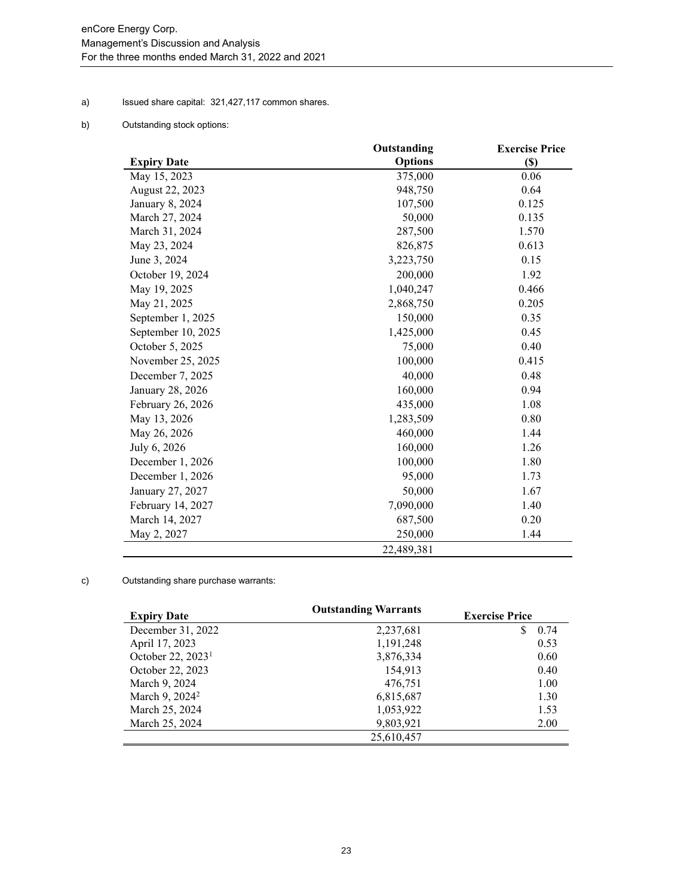a) Issued share capital: 321,427,117 common shares.

b) Outstanding stock options:

| Expiry Date | Outstanding Options | Exercise Price ($) |
|---|---|---|
| May 15, 2023 | 375,000 | 0.06 |
| August 22, 2023 | 948,750 | 0.64 |
| January 8, 2024 | 107,500 | 0.125 |
| March 27, 2024 | 50,000 | 0.135 |
| March 31, 2024 | 287,500 | 1.570 |
| May 23, 2024 | 826,875 | 0.613 |
| June 3, 2024 | 3,223,750 | 0.15 |
| October 19, 2024 | 200,000 | 1.92 |
| May 19, 2025 | 1,040,247 | 0.466 |
| May 21, 2025 | 2,868,750 | 0.205 |
| September 1, 2025 | 150,000 | 0.35 |
| September 10, 2025 | 1,425,000 | 0.45 |
| October 5, 2025 | 75,000 | 0.40 |
| November 25, 2025 | 100,000 | 0.415 |
| December 7, 2025 | 40,000 | 0.48 |
| January 28, 2026 | 160,000 | 0.94 |
| February 26, 2026 | 435,000 | 1.08 |
| May 13, 2026 | 1,283,509 | 0.80 |
| May 26, 2026 | 460,000 | 1.44 |
| July 6, 2026 | 160,000 | 1.26 |
| December 1, 2026 | 100,000 | 1.80 |
| December 1, 2026 | 95,000 | 1.73 |
| January 27, 2027 | 50,000 | 1.67 |
| February 14, 2027 | 7,090,000 | 1.40 |
| March 14, 2027 | 687,500 | 0.20 |
| May 2, 2027 | 250,000 | 1.44 |
| | 22,489,381 | |

c) Outstanding share purchase warrants:

| Expiry Date | Outstanding Warrants | Exercise Price |
|---|---|---|
| December 31, 2022 | 2,237,681 | $ 0.74 |
| April 17, 2023 | 1,191,248 | 0.53 |
| October 22, 2023[1] | 3,876,334 | 0.60 |
| October 22, 2023 | 154,913 | 0.40 |
| March 9, 2024 | 476,751 | 1.00 |
| March 9, 2024[2] | 6,815,687 | 1.30 |
| March 25, 2024 | 1,053,922 | 1.53 |
| March 25, 2024 | 9,803,921 | 2.00 |
| | 25,610,457 | |